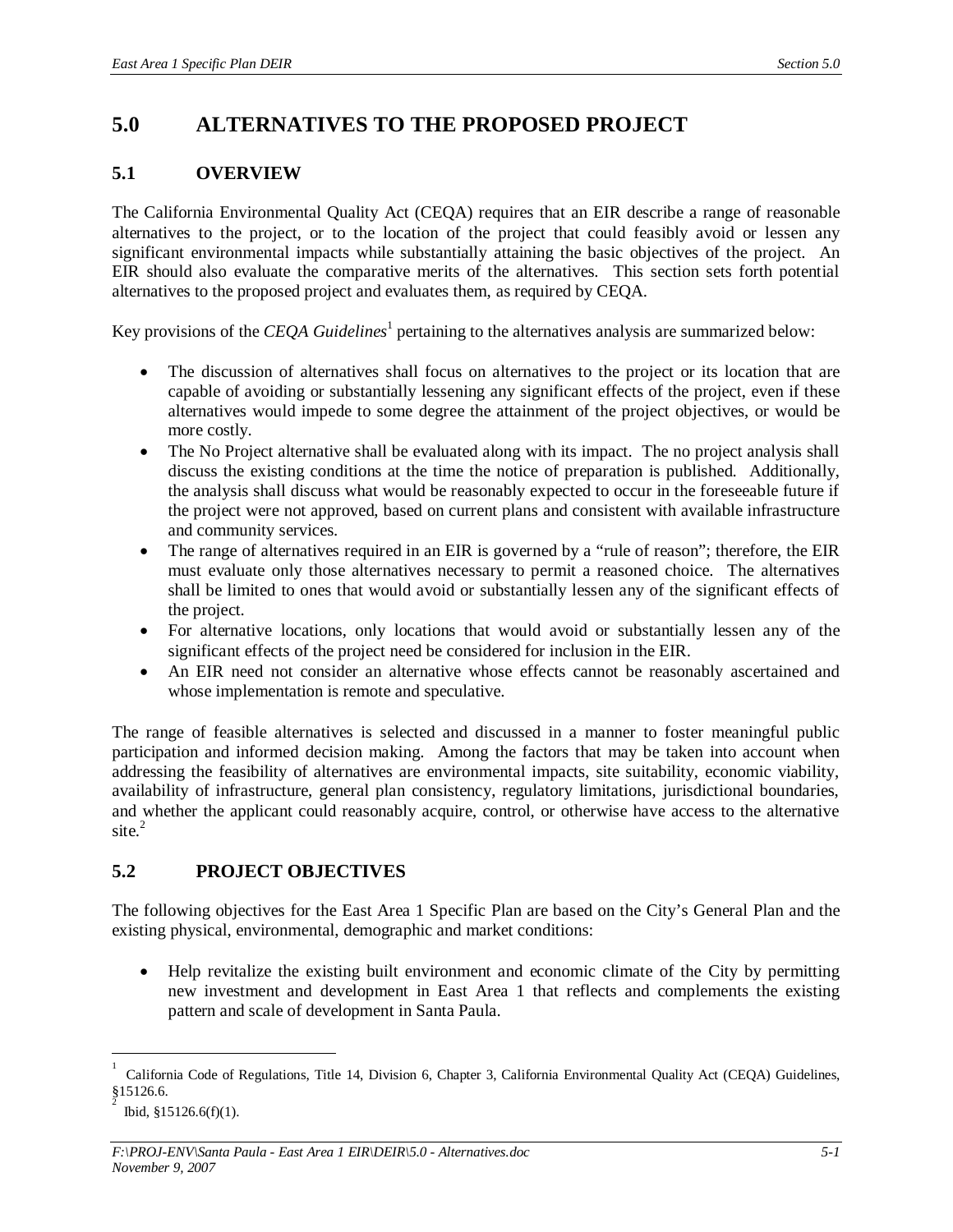# 5.0 ALTERNATIVES TO THE PROPOSED PROJECT

## 5.1 OVERVIEW

The California Environmental Quality Act (CEQA) requires that an EIR describe a range of reasonable alternatives to the project, or to the location of the project that could feasibly avoid or lessen any significant environmental impacts while substantially attaining the basic objectives of the project. An EIR should also evaluate the comparative merits of the alternatives. This section sets forth potential alternatives to the proposed project and evaluates them, as required by CEQA.

Key provisions of the *CEQA Guidelines*[1] pertaining to the alternatives analysis are summarized below:

- The discussion of alternatives shall focus on alternatives to the project or its location that are capable of avoiding or substantially lessening any significant effects of the project, even if these alternatives would impede to some degree the attainment of the project objectives, or would be more costly.
- The No Project alternative shall be evaluated along with its impact. The no project analysis shall discuss the existing conditions at the time the notice of preparation is published. Additionally, the analysis shall discuss what would be reasonably expected to occur in the foreseeable future if the project were not approved, based on current plans and consistent with available infrastructure and community services.
- The range of alternatives required in an EIR is governed by a "rule of reason"; therefore, the EIR must evaluate only those alternatives necessary to permit a reasoned choice. The alternatives shall be limited to ones that would avoid or substantially lessen any of the significant effects of the project.
- For alternative locations, only locations that would avoid or substantially lessen any of the significant effects of the project need be considered for inclusion in the EIR.
- An EIR need not consider an alternative whose effects cannot be reasonably ascertained and whose implementation is remote and speculative.

The range of feasible alternatives is selected and discussed in a manner to foster meaningful public participation and informed decision making. Among the factors that may be taken into account when addressing the feasibility of alternatives are environmental impacts, site suitability, economic viability, availability of infrastructure, general plan consistency, regulatory limitations, jurisdictional boundaries, and whether the applicant could reasonably acquire, control, or otherwise have access to the alternative site.[2]

## 5.2 PROJECT OBJECTIVES

The following objectives for the East Area 1 Specific Plan are based on the City's General Plan and the existing physical, environmental, demographic and market conditions:

- Help revitalize the existing built environment and economic climate of the City by permitting new investment and development in East Area 1 that reflects and complements the existing pattern and scale of development in Santa Paula.

---

[1] California Code of Regulations, Title 14, Division 6, Chapter 3, California Environmental Quality Act (CEQA) Guidelines, §15126.6.

[2] Ibid, §15126.6(f)(1).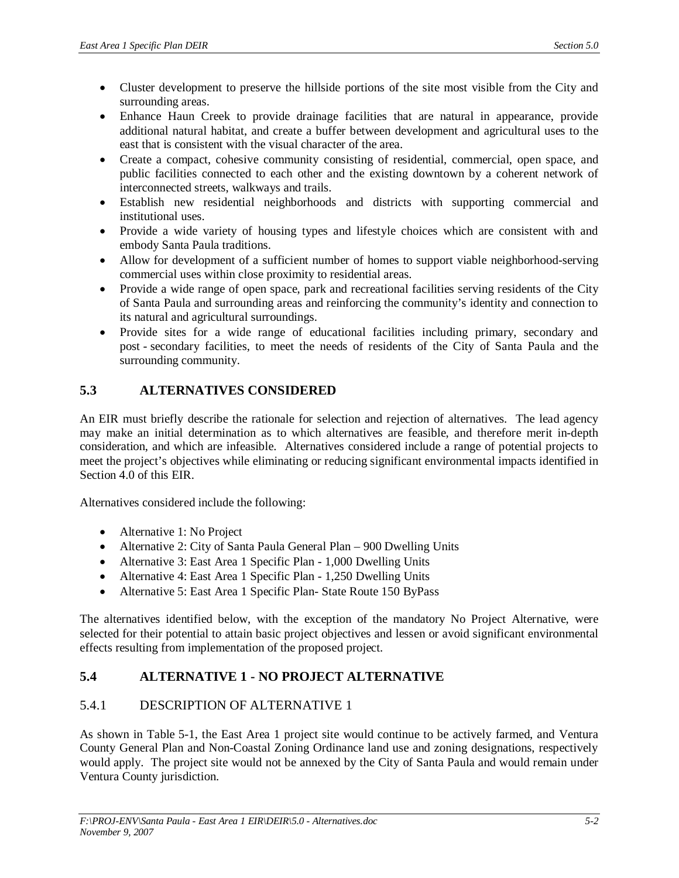- Cluster development to preserve the hillside portions of the site most visible from the City and surrounding areas.
- Enhance Haun Creek to provide drainage facilities that are natural in appearance, provide additional natural habitat, and create a buffer between development and agricultural uses to the east that is consistent with the visual character of the area.
- Create a compact, cohesive community consisting of residential, commercial, open space, and public facilities connected to each other and the existing downtown by a coherent network of interconnected streets, walkways and trails.
- Establish new residential neighborhoods and districts with supporting commercial and institutional uses.
- Provide a wide variety of housing types and lifestyle choices which are consistent with and embody Santa Paula traditions.
- Allow for development of a sufficient number of homes to support viable neighborhood-serving commercial uses within close proximity to residential areas.
- Provide a wide range of open space, park and recreational facilities serving residents of the City of Santa Paula and surrounding areas and reinforcing the community's identity and connection to its natural and agricultural surroundings.
- Provide sites for a wide range of educational facilities including primary, secondary and post - secondary facilities, to meet the needs of residents of the City of Santa Paula and the surrounding community.

## 5.3 ALTERNATIVES CONSIDERED

An EIR must briefly describe the rationale for selection and rejection of alternatives. The lead agency may make an initial determination as to which alternatives are feasible, and therefore merit in-depth consideration, and which are infeasible. Alternatives considered include a range of potential projects to meet the project's objectives while eliminating or reducing significant environmental impacts identified in Section 4.0 of this EIR.

Alternatives considered include the following:

- Alternative 1: No Project
- Alternative 2: City of Santa Paula General Plan – 900 Dwelling Units
- Alternative 3: East Area 1 Specific Plan - 1,000 Dwelling Units
- Alternative 4: East Area 1 Specific Plan - 1,250 Dwelling Units
- Alternative 5: East Area 1 Specific Plan- State Route 150 ByPass

The alternatives identified below, with the exception of the mandatory No Project Alternative, were selected for their potential to attain basic project objectives and lessen or avoid significant environmental effects resulting from implementation of the proposed project.

## 5.4 ALTERNATIVE 1 - NO PROJECT ALTERNATIVE

### 5.4.1 DESCRIPTION OF ALTERNATIVE 1

As shown in Table 5-1, the East Area 1 project site would continue to be actively farmed, and Ventura County General Plan and Non-Coastal Zoning Ordinance land use and zoning designations, respectively would apply. The project site would not be annexed by the City of Santa Paula and would remain under Ventura County jurisdiction.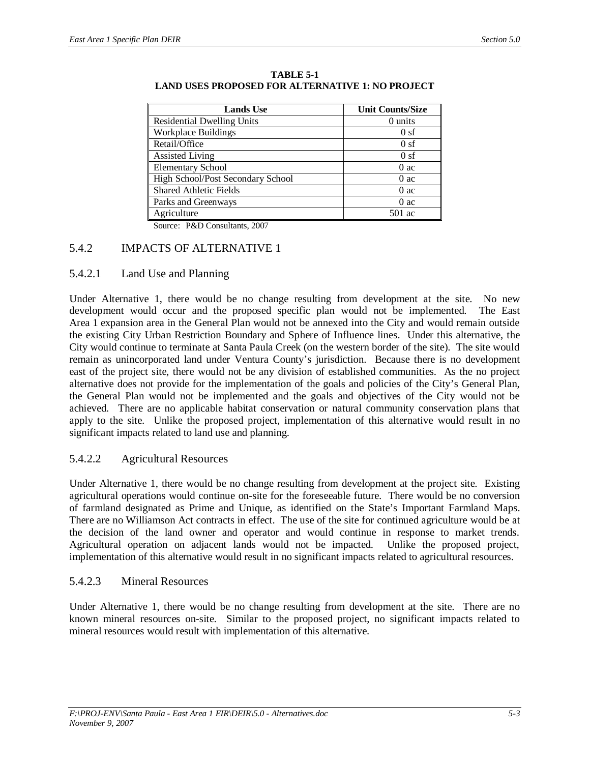**TABLE 5-1**
**LAND USES PROPOSED FOR ALTERNATIVE 1: NO PROJECT**

| Lands Use | Unit Counts/Size |
|---|---|
| Residential Dwelling Units | 0 units |
| Workplace Buildings | 0 sf |
| Retail/Office | 0 sf |
| Assisted Living | 0 sf |
| Elementary School | 0 ac |
| High School/Post Secondary School | 0 ac |
| Shared Athletic Fields | 0 ac |
| Parks and Greenways | 0 ac |
| Agriculture | 501 ac |

Source: P&D Consultants, 2007

## 5.4.2 IMPACTS OF ALTERNATIVE 1

### 5.4.2.1 Land Use and Planning

Under Alternative 1, there would be no change resulting from development at the site. No new development would occur and the proposed specific plan would not be implemented. The East Area 1 expansion area in the General Plan would not be annexed into the City and would remain outside the existing City Urban Restriction Boundary and Sphere of Influence lines. Under this alternative, the City would continue to terminate at Santa Paula Creek (on the western border of the site). The site would remain as unincorporated land under Ventura County's jurisdiction. Because there is no development east of the project site, there would not be any division of established communities. As the no project alternative does not provide for the implementation of the goals and policies of the City's General Plan, the General Plan would not be implemented and the goals and objectives of the City would not be achieved. There are no applicable habitat conservation or natural community conservation plans that apply to the site. Unlike the proposed project, implementation of this alternative would result in no significant impacts related to land use and planning.

### 5.4.2.2 Agricultural Resources

Under Alternative 1, there would be no change resulting from development at the project site. Existing agricultural operations would continue on-site for the foreseeable future. There would be no conversion of farmland designated as Prime and Unique, as identified on the State's Important Farmland Maps. There are no Williamson Act contracts in effect. The use of the site for continued agriculture would be at the decision of the land owner and operator and would continue in response to market trends. Agricultural operation on adjacent lands would not be impacted. Unlike the proposed project, implementation of this alternative would result in no significant impacts related to agricultural resources.

### 5.4.2.3 Mineral Resources

Under Alternative 1, there would be no change resulting from development at the site. There are no known mineral resources on-site. Similar to the proposed project, no significant impacts related to mineral resources would result with implementation of this alternative.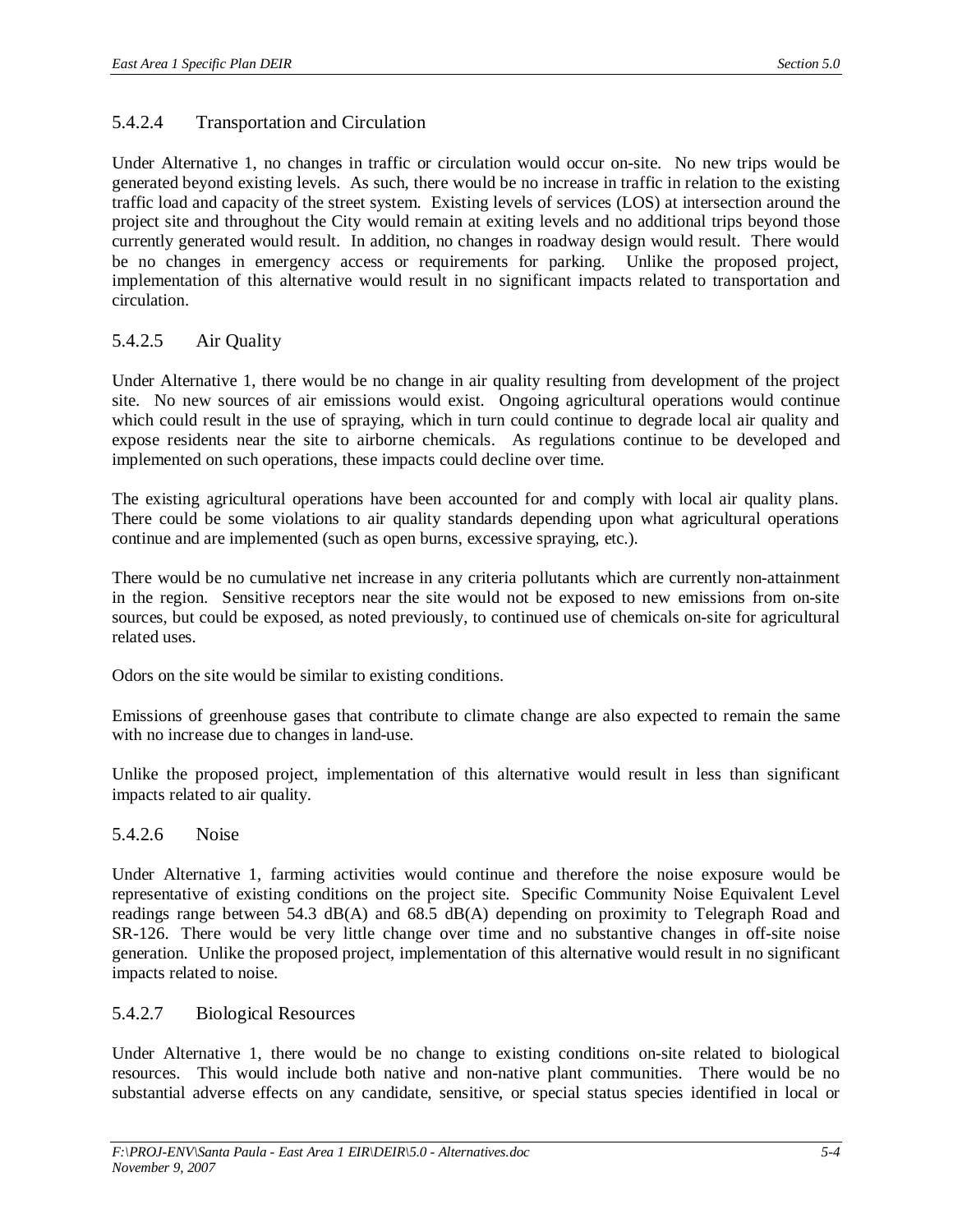### 5.4.2.4 Transportation and Circulation

Under Alternative 1, no changes in traffic or circulation would occur on-site. No new trips would be generated beyond existing levels. As such, there would be no increase in traffic in relation to the existing traffic load and capacity of the street system. Existing levels of services (LOS) at intersection around the project site and throughout the City would remain at exiting levels and no additional trips beyond those currently generated would result. In addition, no changes in roadway design would result. There would be no changes in emergency access or requirements for parking. Unlike the proposed project, implementation of this alternative would result in no significant impacts related to transportation and circulation.

### 5.4.2.5 Air Quality

Under Alternative 1, there would be no change in air quality resulting from development of the project site. No new sources of air emissions would exist. Ongoing agricultural operations would continue which could result in the use of spraying, which in turn could continue to degrade local air quality and expose residents near the site to airborne chemicals. As regulations continue to be developed and implemented on such operations, these impacts could decline over time.

The existing agricultural operations have been accounted for and comply with local air quality plans. There could be some violations to air quality standards depending upon what agricultural operations continue and are implemented (such as open burns, excessive spraying, etc.).

There would be no cumulative net increase in any criteria pollutants which are currently non-attainment in the region. Sensitive receptors near the site would not be exposed to new emissions from on-site sources, but could be exposed, as noted previously, to continued use of chemicals on-site for agricultural related uses.

Odors on the site would be similar to existing conditions.

Emissions of greenhouse gases that contribute to climate change are also expected to remain the same with no increase due to changes in land-use.

Unlike the proposed project, implementation of this alternative would result in less than significant impacts related to air quality.

### 5.4.2.6 Noise

Under Alternative 1, farming activities would continue and therefore the noise exposure would be representative of existing conditions on the project site. Specific Community Noise Equivalent Level readings range between 54.3 dB(A) and 68.5 dB(A) depending on proximity to Telegraph Road and SR-126. There would be very little change over time and no substantive changes in off-site noise generation. Unlike the proposed project, implementation of this alternative would result in no significant impacts related to noise.

### 5.4.2.7 Biological Resources

Under Alternative 1, there would be no change to existing conditions on-site related to biological resources. This would include both native and non-native plant communities. There would be no substantial adverse effects on any candidate, sensitive, or special status species identified in local or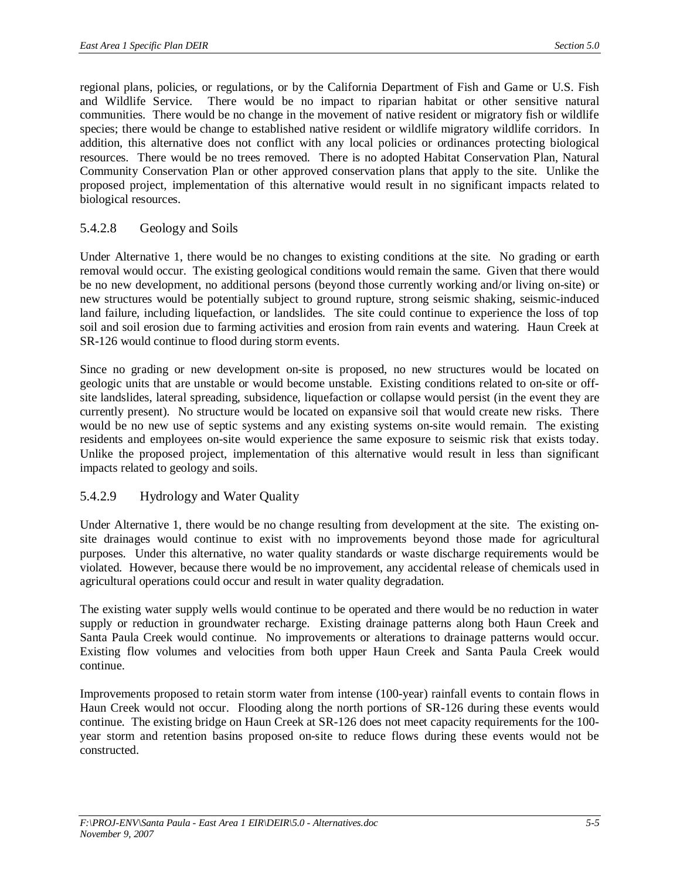regional plans, policies, or regulations, or by the California Department of Fish and Game or U.S. Fish and Wildlife Service. There would be no impact to riparian habitat or other sensitive natural communities. There would be no change in the movement of native resident or migratory fish or wildlife species; there would be change to established native resident or wildlife migratory wildlife corridors. In addition, this alternative does not conflict with any local policies or ordinances protecting biological resources. There would be no trees removed. There is no adopted Habitat Conservation Plan, Natural Community Conservation Plan or other approved conservation plans that apply to the site. Unlike the proposed project, implementation of this alternative would result in no significant impacts related to biological resources.

### 5.4.2.8 Geology and Soils

Under Alternative 1, there would be no changes to existing conditions at the site. No grading or earth removal would occur. The existing geological conditions would remain the same. Given that there would be no new development, no additional persons (beyond those currently working and/or living on-site) or new structures would be potentially subject to ground rupture, strong seismic shaking, seismic-induced land failure, including liquefaction, or landslides. The site could continue to experience the loss of top soil and soil erosion due to farming activities and erosion from rain events and watering. Haun Creek at SR-126 would continue to flood during storm events.

Since no grading or new development on-site is proposed, no new structures would be located on geologic units that are unstable or would become unstable. Existing conditions related to on-site or off-site landslides, lateral spreading, subsidence, liquefaction or collapse would persist (in the event they are currently present). No structure would be located on expansive soil that would create new risks. There would be no new use of septic systems and any existing systems on-site would remain. The existing residents and employees on-site would experience the same exposure to seismic risk that exists today. Unlike the proposed project, implementation of this alternative would result in less than significant impacts related to geology and soils.

### 5.4.2.9 Hydrology and Water Quality

Under Alternative 1, there would be no change resulting from development at the site. The existing on-site drainages would continue to exist with no improvements beyond those made for agricultural purposes. Under this alternative, no water quality standards or waste discharge requirements would be violated. However, because there would be no improvement, any accidental release of chemicals used in agricultural operations could occur and result in water quality degradation.

The existing water supply wells would continue to be operated and there would be no reduction in water supply or reduction in groundwater recharge. Existing drainage patterns along both Haun Creek and Santa Paula Creek would continue. No improvements or alterations to drainage patterns would occur. Existing flow volumes and velocities from both upper Haun Creek and Santa Paula Creek would continue.

Improvements proposed to retain storm water from intense (100-year) rainfall events to contain flows in Haun Creek would not occur. Flooding along the north portions of SR-126 during these events would continue. The existing bridge on Haun Creek at SR-126 does not meet capacity requirements for the 100-year storm and retention basins proposed on-site to reduce flows during these events would not be constructed.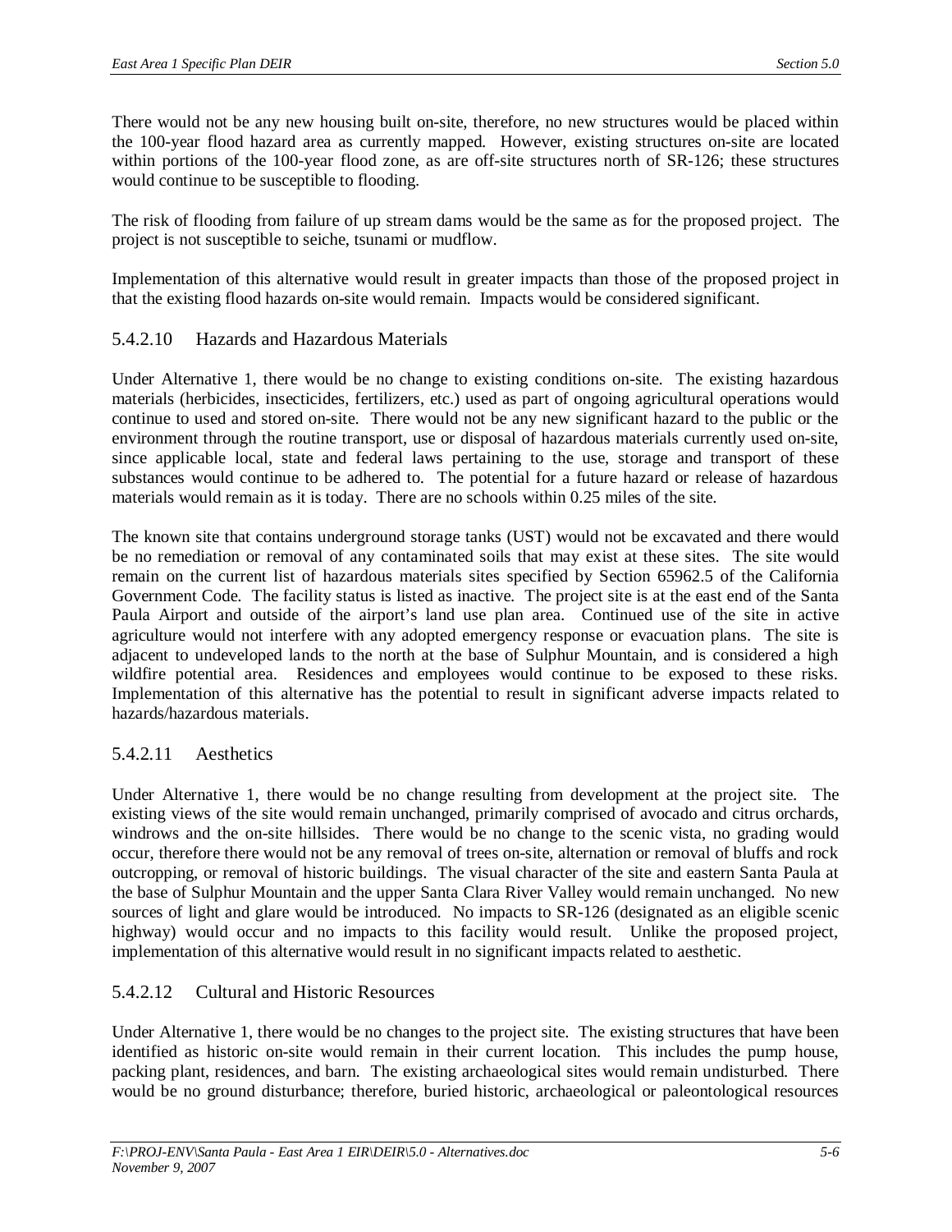There would not be any new housing built on-site, therefore, no new structures would be placed within the 100-year flood hazard area as currently mapped. However, existing structures on-site are located within portions of the 100-year flood zone, as are off-site structures north of SR-126; these structures would continue to be susceptible to flooding.

The risk of flooding from failure of up stream dams would be the same as for the proposed project. The project is not susceptible to seiche, tsunami or mudflow.

Implementation of this alternative would result in greater impacts than those of the proposed project in that the existing flood hazards on-site would remain. Impacts would be considered significant.

### 5.4.2.10 Hazards and Hazardous Materials

Under Alternative 1, there would be no change to existing conditions on-site. The existing hazardous materials (herbicides, insecticides, fertilizers, etc.) used as part of ongoing agricultural operations would continue to used and stored on-site. There would not be any new significant hazard to the public or the environment through the routine transport, use or disposal of hazardous materials currently used on-site, since applicable local, state and federal laws pertaining to the use, storage and transport of these substances would continue to be adhered to. The potential for a future hazard or release of hazardous materials would remain as it is today. There are no schools within 0.25 miles of the site.

The known site that contains underground storage tanks (UST) would not be excavated and there would be no remediation or removal of any contaminated soils that may exist at these sites. The site would remain on the current list of hazardous materials sites specified by Section 65962.5 of the California Government Code. The facility status is listed as inactive. The project site is at the east end of the Santa Paula Airport and outside of the airport's land use plan area. Continued use of the site in active agriculture would not interfere with any adopted emergency response or evacuation plans. The site is adjacent to undeveloped lands to the north at the base of Sulphur Mountain, and is considered a high wildfire potential area. Residences and employees would continue to be exposed to these risks. Implementation of this alternative has the potential to result in significant adverse impacts related to hazards/hazardous materials.

### 5.4.2.11 Aesthetics

Under Alternative 1, there would be no change resulting from development at the project site. The existing views of the site would remain unchanged, primarily comprised of avocado and citrus orchards, windrows and the on-site hillsides. There would be no change to the scenic vista, no grading would occur, therefore there would not be any removal of trees on-site, alternation or removal of bluffs and rock outcropping, or removal of historic buildings. The visual character of the site and eastern Santa Paula at the base of Sulphur Mountain and the upper Santa Clara River Valley would remain unchanged. No new sources of light and glare would be introduced. No impacts to SR-126 (designated as an eligible scenic highway) would occur and no impacts to this facility would result. Unlike the proposed project, implementation of this alternative would result in no significant impacts related to aesthetic.

### 5.4.2.12 Cultural and Historic Resources

Under Alternative 1, there would be no changes to the project site. The existing structures that have been identified as historic on-site would remain in their current location. This includes the pump house, packing plant, residences, and barn. The existing archaeological sites would remain undisturbed. There would be no ground disturbance; therefore, buried historic, archaeological or paleontological resources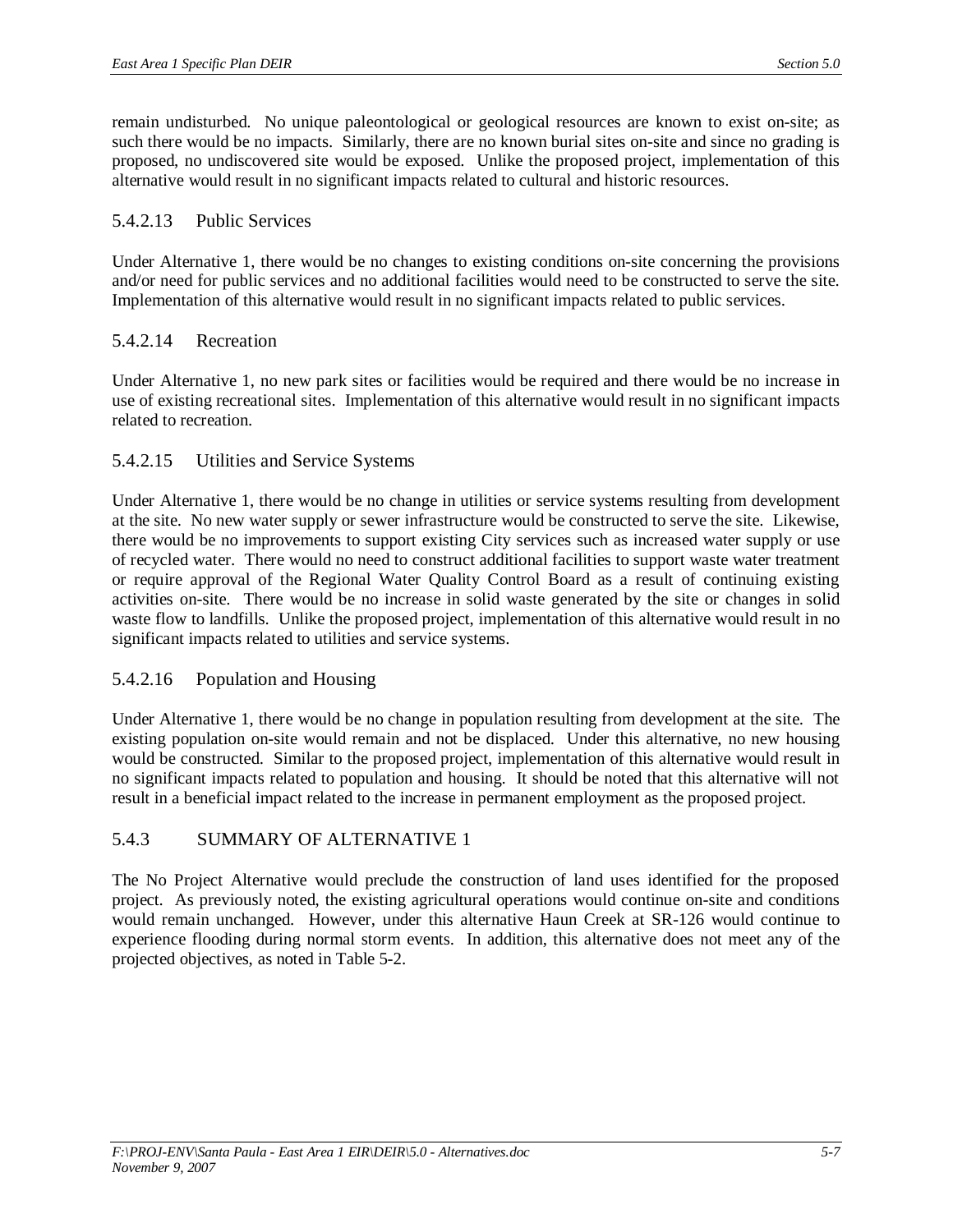remain undisturbed. No unique paleontological or geological resources are known to exist on-site; as such there would be no impacts. Similarly, there are no known burial sites on-site and since no grading is proposed, no undiscovered site would be exposed. Unlike the proposed project, implementation of this alternative would result in no significant impacts related to cultural and historic resources.

#### 5.4.2.13 Public Services

Under Alternative 1, there would be no changes to existing conditions on-site concerning the provisions and/or need for public services and no additional facilities would need to be constructed to serve the site. Implementation of this alternative would result in no significant impacts related to public services.

#### 5.4.2.14 Recreation

Under Alternative 1, no new park sites or facilities would be required and there would be no increase in use of existing recreational sites. Implementation of this alternative would result in no significant impacts related to recreation.

#### 5.4.2.15 Utilities and Service Systems

Under Alternative 1, there would be no change in utilities or service systems resulting from development at the site. No new water supply or sewer infrastructure would be constructed to serve the site. Likewise, there would be no improvements to support existing City services such as increased water supply or use of recycled water. There would no need to construct additional facilities to support waste water treatment or require approval of the Regional Water Quality Control Board as a result of continuing existing activities on-site. There would be no increase in solid waste generated by the site or changes in solid waste flow to landfills. Unlike the proposed project, implementation of this alternative would result in no significant impacts related to utilities and service systems.

#### 5.4.2.16 Population and Housing

Under Alternative 1, there would be no change in population resulting from development at the site. The existing population on-site would remain and not be displaced. Under this alternative, no new housing would be constructed. Similar to the proposed project, implementation of this alternative would result in no significant impacts related to population and housing. It should be noted that this alternative will not result in a beneficial impact related to the increase in permanent employment as the proposed project.

### 5.4.3 SUMMARY OF ALTERNATIVE 1

The No Project Alternative would preclude the construction of land uses identified for the proposed project. As previously noted, the existing agricultural operations would continue on-site and conditions would remain unchanged. However, under this alternative Haun Creek at SR-126 would continue to experience flooding during normal storm events. In addition, this alternative does not meet any of the projected objectives, as noted in Table 5-2.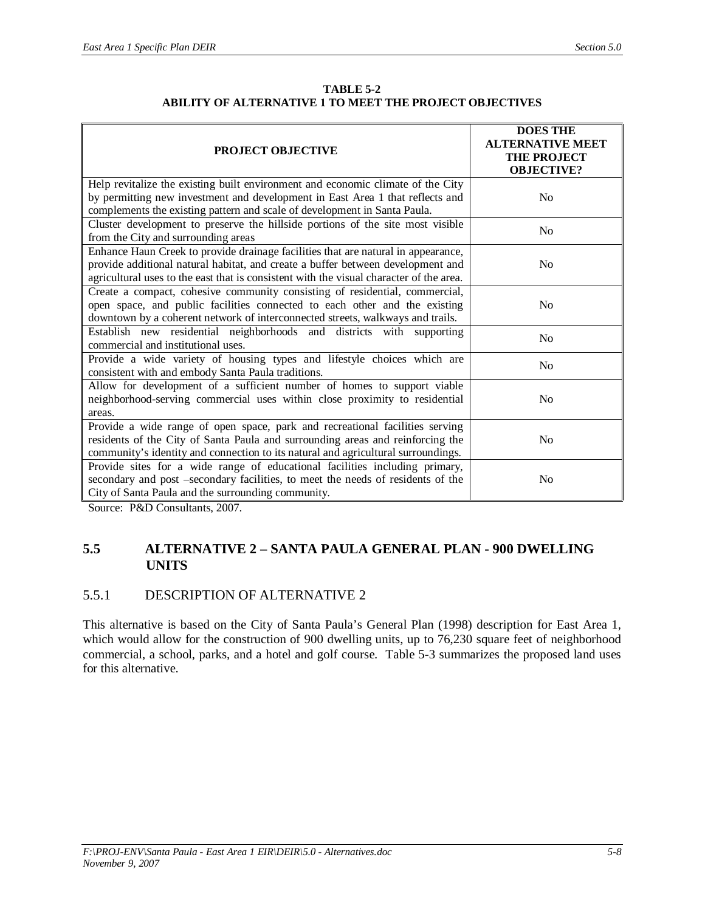**TABLE 5-2**
**ABILITY OF ALTERNATIVE 1 TO MEET THE PROJECT OBJECTIVES**

| PROJECT OBJECTIVE | DOES THE ALTERNATIVE MEET THE PROJECT OBJECTIVE? |
|---|---|
| Help revitalize the existing built environment and economic climate of the City by permitting new investment and development in East Area 1 that reflects and complements the existing pattern and scale of development in Santa Paula. | No |
| Cluster development to preserve the hillside portions of the site most visible from the City and surrounding areas | No |
| Enhance Haun Creek to provide drainage facilities that are natural in appearance, provide additional natural habitat, and create a buffer between development and agricultural uses to the east that is consistent with the visual character of the area. | No |
| Create a compact, cohesive community consisting of residential, commercial, open space, and public facilities connected to each other and the existing downtown by a coherent network of interconnected streets, walkways and trails. | No |
| Establish new residential neighborhoods and districts with supporting commercial and institutional uses. | No |
| Provide a wide variety of housing types and lifestyle choices which are consistent with and embody Santa Paula traditions. | No |
| Allow for development of a sufficient number of homes to support viable neighborhood-serving commercial uses within close proximity to residential areas. | No |
| Provide a wide range of open space, park and recreational facilities serving residents of the City of Santa Paula and surrounding areas and reinforcing the community's identity and connection to its natural and agricultural surroundings. | No |
| Provide sites for a wide range of educational facilities including primary, secondary and post –secondary facilities, to meet the needs of residents of the City of Santa Paula and the surrounding community. | No |

Source: P&D Consultants, 2007.

## 5.5 ALTERNATIVE 2 – SANTA PAULA GENERAL PLAN - 900 DWELLING UNITS

### 5.5.1 DESCRIPTION OF ALTERNATIVE 2

This alternative is based on the City of Santa Paula's General Plan (1998) description for East Area 1, which would allow for the construction of 900 dwelling units, up to 76,230 square feet of neighborhood commercial, a school, parks, and a hotel and golf course. Table 5-3 summarizes the proposed land uses for this alternative.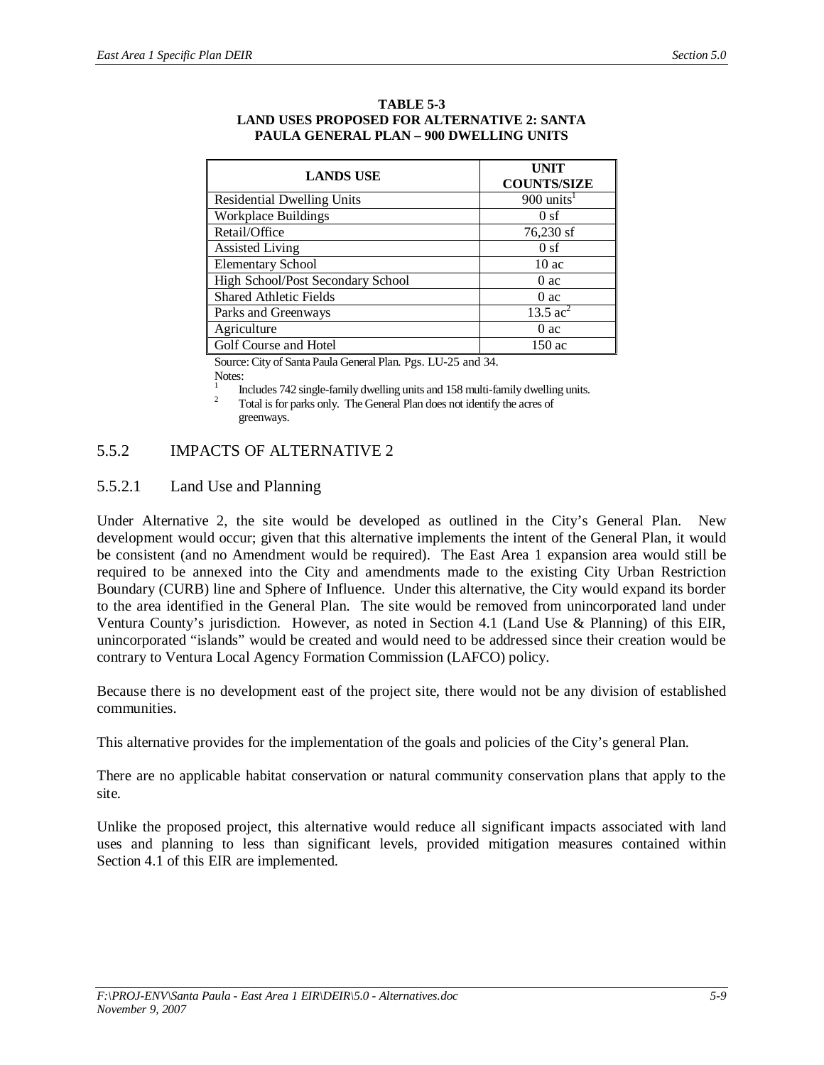**TABLE 5-3**
**LAND USES PROPOSED FOR ALTERNATIVE 2: SANTA PAULA GENERAL PLAN – 900 DWELLING UNITS**

| LANDS USE | UNIT COUNTS/SIZE |
|---|---|
| Residential Dwelling Units | 900 units[1] |
| Workplace Buildings | 0 sf |
| Retail/Office | 76,230 sf |
| Assisted Living | 0 sf |
| Elementary School | 10 ac |
| High School/Post Secondary School | 0 ac |
| Shared Athletic Fields | 0 ac |
| Parks and Greenways | 13.5 ac[2] |
| Agriculture | 0 ac |
| Golf Course and Hotel | 150 ac |

Source: City of Santa Paula General Plan. Pgs. LU-25 and 34.

Notes:

[1] Includes 742 single-family dwelling units and 158 multi-family dwelling units.

[2] Total is for parks only. The General Plan does not identify the acres of greenways.

## 5.5.2 IMPACTS OF ALTERNATIVE 2

### 5.5.2.1 Land Use and Planning

Under Alternative 2, the site would be developed as outlined in the City's General Plan. New development would occur; given that this alternative implements the intent of the General Plan, it would be consistent (and no Amendment would be required). The East Area 1 expansion area would still be required to be annexed into the City and amendments made to the existing City Urban Restriction Boundary (CURB) line and Sphere of Influence. Under this alternative, the City would expand its border to the area identified in the General Plan. The site would be removed from unincorporated land under Ventura County's jurisdiction. However, as noted in Section 4.1 (Land Use & Planning) of this EIR, unincorporated "islands" would be created and would need to be addressed since their creation would be contrary to Ventura Local Agency Formation Commission (LAFCO) policy.

Because there is no development east of the project site, there would not be any division of established communities.

This alternative provides for the implementation of the goals and policies of the City's general Plan.

There are no applicable habitat conservation or natural community conservation plans that apply to the site.

Unlike the proposed project, this alternative would reduce all significant impacts associated with land uses and planning to less than significant levels, provided mitigation measures contained within Section 4.1 of this EIR are implemented.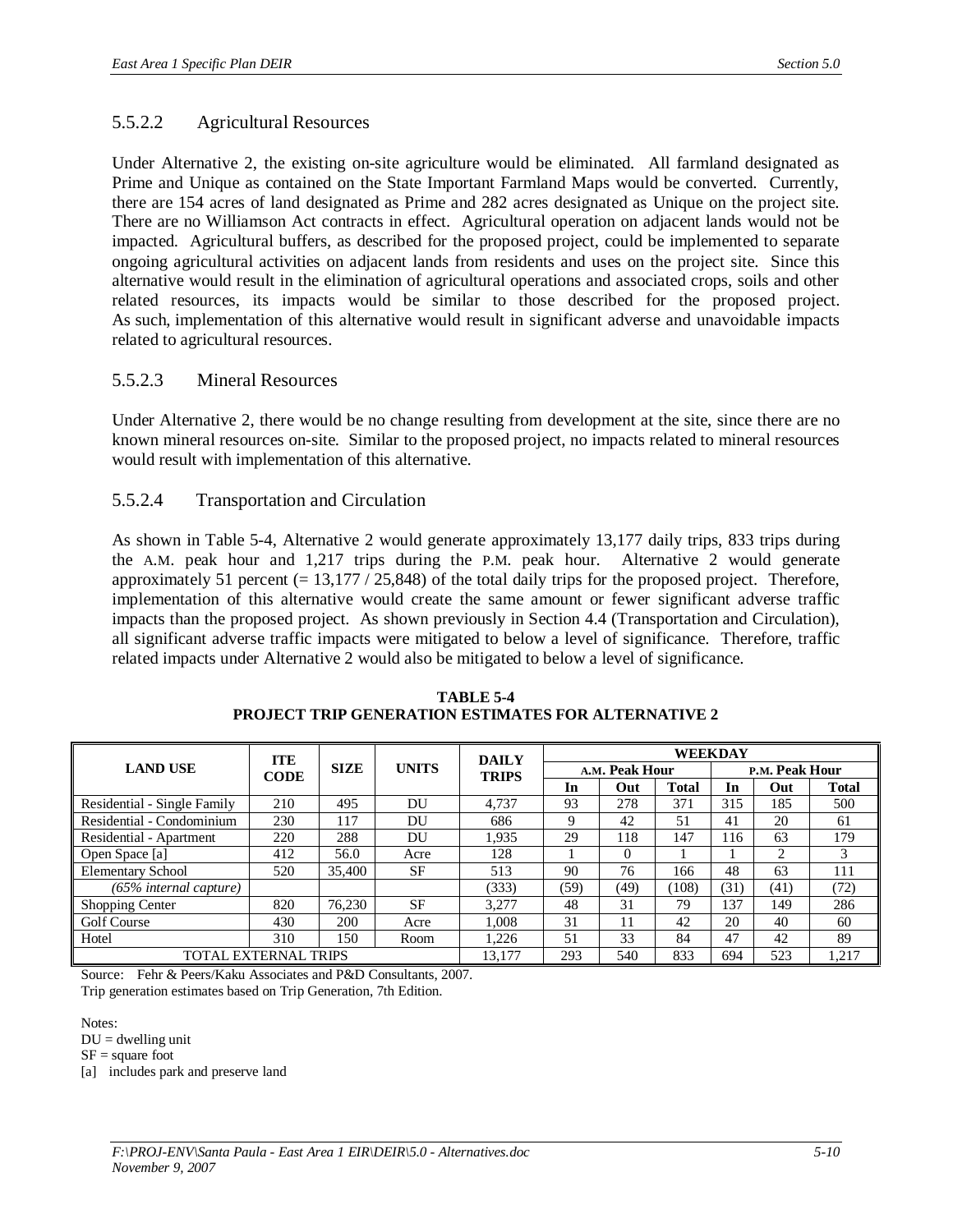### 5.5.2.2 Agricultural Resources

Under Alternative 2, the existing on-site agriculture would be eliminated. All farmland designated as Prime and Unique as contained on the State Important Farmland Maps would be converted. Currently, there are 154 acres of land designated as Prime and 282 acres designated as Unique on the project site. There are no Williamson Act contracts in effect. Agricultural operation on adjacent lands would not be impacted. Agricultural buffers, as described for the proposed project, could be implemented to separate ongoing agricultural activities on adjacent lands from residents and uses on the project site. Since this alternative would result in the elimination of agricultural operations and associated crops, soils and other related resources, its impacts would be similar to those described for the proposed project. As such, implementation of this alternative would result in significant adverse and unavoidable impacts related to agricultural resources.

### 5.5.2.3 Mineral Resources

Under Alternative 2, there would be no change resulting from development at the site, since there are no known mineral resources on-site. Similar to the proposed project, no impacts related to mineral resources would result with implementation of this alternative.

### 5.5.2.4 Transportation and Circulation

As shown in Table 5-4, Alternative 2 would generate approximately 13,177 daily trips, 833 trips during the A.M. peak hour and 1,217 trips during the P.M. peak hour. Alternative 2 would generate approximately 51 percent (= 13,177 / 25,848) of the total daily trips for the proposed project. Therefore, implementation of this alternative would create the same amount or fewer significant adverse traffic impacts than the proposed project. As shown previously in Section 4.4 (Transportation and Circulation), all significant adverse traffic impacts were mitigated to below a level of significance. Therefore, traffic related impacts under Alternative 2 would also be mitigated to below a level of significance.

**TABLE 5-4**
**PROJECT TRIP GENERATION ESTIMATES FOR ALTERNATIVE 2**

| LAND USE | ITE CODE | SIZE | UNITS | DAILY TRIPS | WEEKDAY | | | | | |
|---|---|---|---|---|---|---|---|---|---|---|
| | | | | | A.M. Peak Hour | | | P.M. Peak Hour | | |
| | | | | | In | Out | Total | In | Out | Total |
| Residential - Single Family | 210 | 495 | DU | 4,737 | 93 | 278 | 371 | 315 | 185 | 500 |
| Residential - Condominium | 230 | 117 | DU | 686 | 9 | 42 | 51 | 41 | 20 | 61 |
| Residential - Apartment | 220 | 288 | DU | 1,935 | 29 | 118 | 147 | 116 | 63 | 179 |
| Open Space [a] | 412 | 56.0 | Acre | 128 | 1 | 0 | 1 | 1 | 2 | 3 |
| Elementary School | 520 | 35,400 | SF | 513 | 90 | 76 | 166 | 48 | 63 | 111 |
| *(65% internal capture)* | | | | (333) | (59) | (49) | (108) | (31) | (41) | (72) |
| Shopping Center | 820 | 76,230 | SF | 3,277 | 48 | 31 | 79 | 137 | 149 | 286 |
| Golf Course | 430 | 200 | Acre | 1,008 | 31 | 11 | 42 | 20 | 40 | 60 |
| Hotel | 310 | 150 | Room | 1,226 | 51 | 33 | 84 | 47 | 42 | 89 |
| TOTAL EXTERNAL TRIPS | | | | 13,177 | 293 | 540 | 833 | 694 | 523 | 1,217 |

Source: Fehr & Peers/Kaku Associates and P&D Consultants, 2007.
Trip generation estimates based on Trip Generation, 7th Edition.

Notes:
DU = dwelling unit
SF = square foot
[a] includes park and preserve land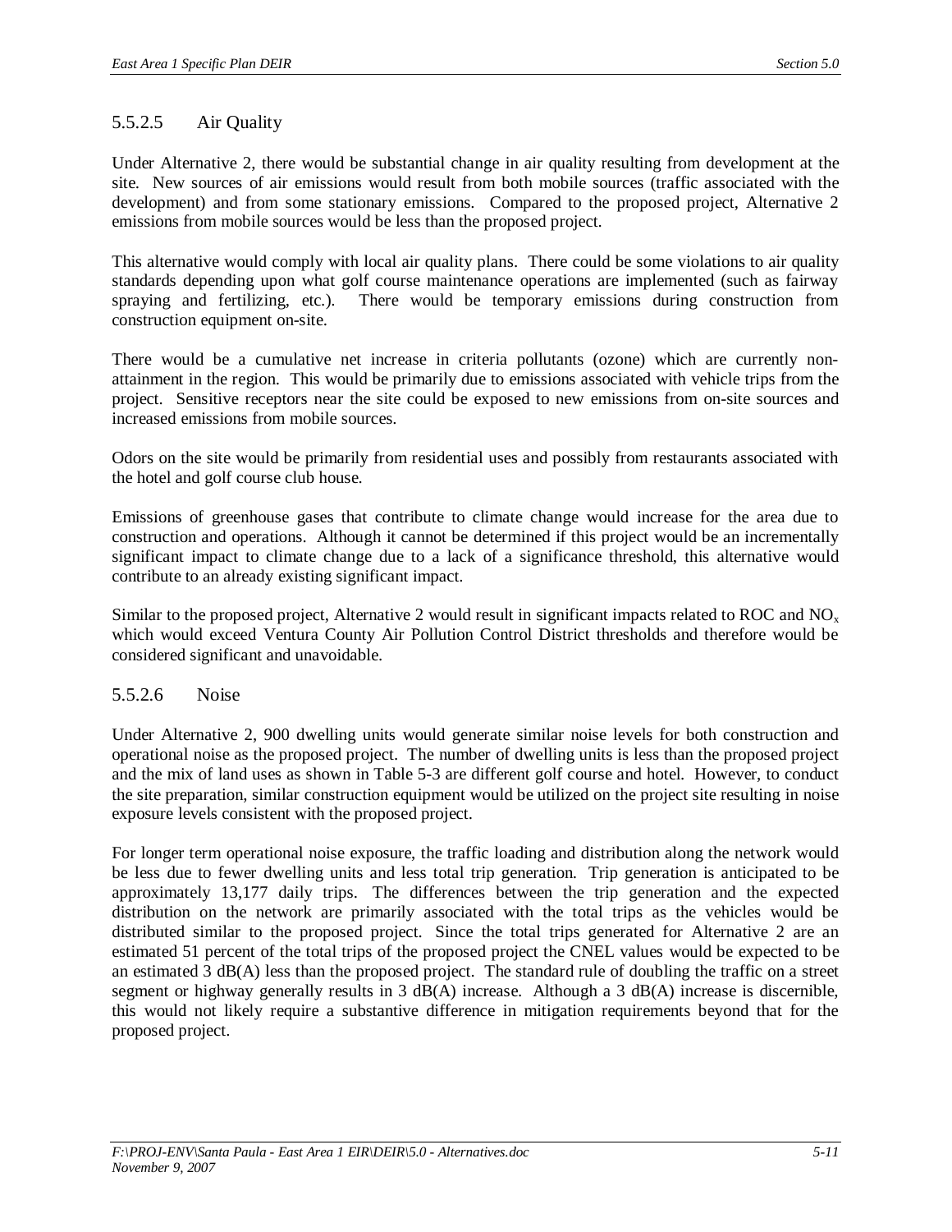### 5.5.2.5 Air Quality

Under Alternative 2, there would be substantial change in air quality resulting from development at the site. New sources of air emissions would result from both mobile sources (traffic associated with the development) and from some stationary emissions. Compared to the proposed project, Alternative 2 emissions from mobile sources would be less than the proposed project.

This alternative would comply with local air quality plans. There could be some violations to air quality standards depending upon what golf course maintenance operations are implemented (such as fairway spraying and fertilizing, etc.). There would be temporary emissions during construction from construction equipment on-site.

There would be a cumulative net increase in criteria pollutants (ozone) which are currently non-attainment in the region. This would be primarily due to emissions associated with vehicle trips from the project. Sensitive receptors near the site could be exposed to new emissions from on-site sources and increased emissions from mobile sources.

Odors on the site would be primarily from residential uses and possibly from restaurants associated with the hotel and golf course club house.

Emissions of greenhouse gases that contribute to climate change would increase for the area due to construction and operations. Although it cannot be determined if this project would be an incrementally significant impact to climate change due to a lack of a significance threshold, this alternative would contribute to an already existing significant impact.

Similar to the proposed project, Alternative 2 would result in significant impacts related to ROC and $NO_x$ which would exceed Ventura County Air Pollution Control District thresholds and therefore would be considered significant and unavoidable.

### 5.5.2.6 Noise

Under Alternative 2, 900 dwelling units would generate similar noise levels for both construction and operational noise as the proposed project. The number of dwelling units is less than the proposed project and the mix of land uses as shown in Table 5-3 are different golf course and hotel. However, to conduct the site preparation, similar construction equipment would be utilized on the project site resulting in noise exposure levels consistent with the proposed project.

For longer term operational noise exposure, the traffic loading and distribution along the network would be less due to fewer dwelling units and less total trip generation. Trip generation is anticipated to be approximately 13,177 daily trips. The differences between the trip generation and the expected distribution on the network are primarily associated with the total trips as the vehicles would be distributed similar to the proposed project. Since the total trips generated for Alternative 2 are an estimated 51 percent of the total trips of the proposed project the CNEL values would be expected to be an estimated 3 dB(A) less than the proposed project. The standard rule of doubling the traffic on a street segment or highway generally results in 3 dB(A) increase. Although a 3 dB(A) increase is discernible, this would not likely require a substantive difference in mitigation requirements beyond that for the proposed project.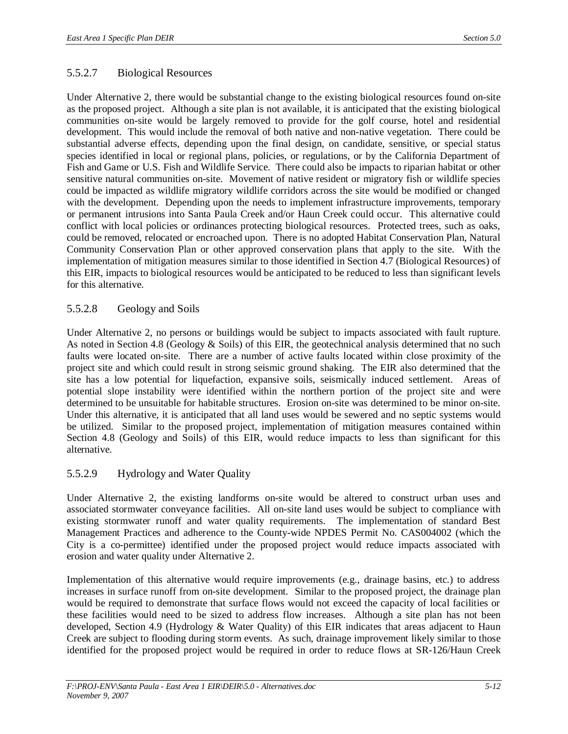### 5.5.2.7 Biological Resources

Under Alternative 2, there would be substantial change to the existing biological resources found on-site as the proposed project. Although a site plan is not available, it is anticipated that the existing biological communities on-site would be largely removed to provide for the golf course, hotel and residential development. This would include the removal of both native and non-native vegetation. There could be substantial adverse effects, depending upon the final design, on candidate, sensitive, or special status species identified in local or regional plans, policies, or regulations, or by the California Department of Fish and Game or U.S. Fish and Wildlife Service. There could also be impacts to riparian habitat or other sensitive natural communities on-site. Movement of native resident or migratory fish or wildlife species could be impacted as wildlife migratory wildlife corridors across the site would be modified or changed with the development. Depending upon the needs to implement infrastructure improvements, temporary or permanent intrusions into Santa Paula Creek and/or Haun Creek could occur. This alternative could conflict with local policies or ordinances protecting biological resources. Protected trees, such as oaks, could be removed, relocated or encroached upon. There is no adopted Habitat Conservation Plan, Natural Community Conservation Plan or other approved conservation plans that apply to the site. With the implementation of mitigation measures similar to those identified in Section 4.7 (Biological Resources) of this EIR, impacts to biological resources would be anticipated to be reduced to less than significant levels for this alternative.

### 5.5.2.8 Geology and Soils

Under Alternative 2, no persons or buildings would be subject to impacts associated with fault rupture. As noted in Section 4.8 (Geology & Soils) of this EIR, the geotechnical analysis determined that no such faults were located on-site. There are a number of active faults located within close proximity of the project site and which could result in strong seismic ground shaking. The EIR also determined that the site has a low potential for liquefaction, expansive soils, seismically induced settlement. Areas of potential slope instability were identified within the northern portion of the project site and were determined to be unsuitable for habitable structures. Erosion on-site was determined to be minor on-site. Under this alternative, it is anticipated that all land uses would be sewered and no septic systems would be utilized. Similar to the proposed project, implementation of mitigation measures contained within Section 4.8 (Geology and Soils) of this EIR, would reduce impacts to less than significant for this alternative.

### 5.5.2.9 Hydrology and Water Quality

Under Alternative 2, the existing landforms on-site would be altered to construct urban uses and associated stormwater conveyance facilities. All on-site land uses would be subject to compliance with existing stormwater runoff and water quality requirements. The implementation of standard Best Management Practices and adherence to the County-wide NPDES Permit No. CAS004002 (which the City is a co-permittee) identified under the proposed project would reduce impacts associated with erosion and water quality under Alternative 2.

Implementation of this alternative would require improvements (e.g., drainage basins, etc.) to address increases in surface runoff from on-site development. Similar to the proposed project, the drainage plan would be required to demonstrate that surface flows would not exceed the capacity of local facilities or these facilities would need to be sized to address flow increases. Although a site plan has not been developed, Section 4.9 (Hydrology & Water Quality) of this EIR indicates that areas adjacent to Haun Creek are subject to flooding during storm events. As such, drainage improvement likely similar to those identified for the proposed project would be required in order to reduce flows at SR-126/Haun Creek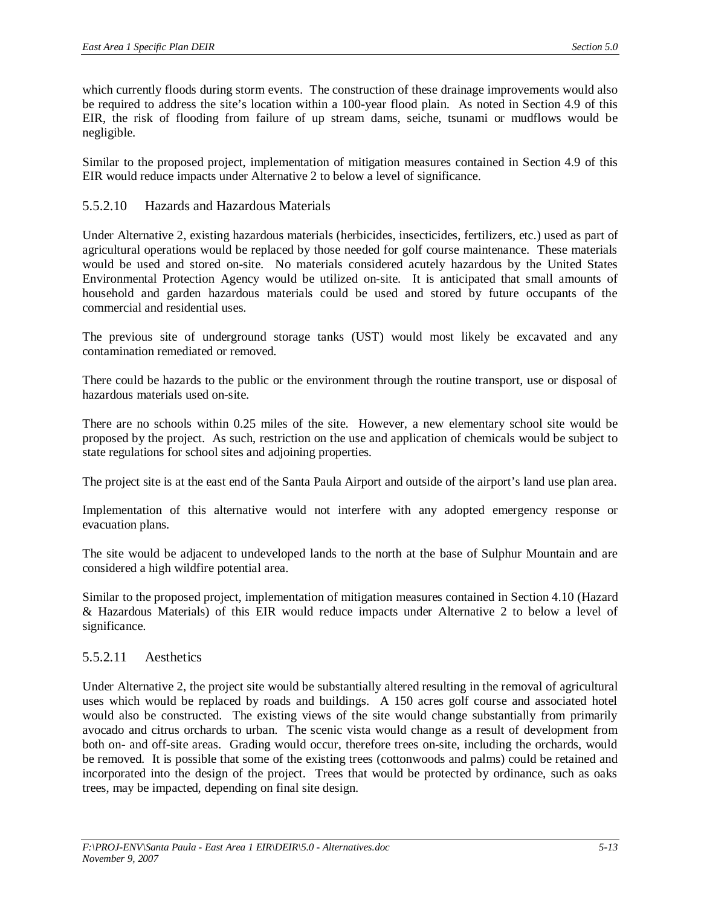which currently floods during storm events. The construction of these drainage improvements would also be required to address the site's location within a 100-year flood plain. As noted in Section 4.9 of this EIR, the risk of flooding from failure of up stream dams, seiche, tsunami or mudflows would be negligible.

Similar to the proposed project, implementation of mitigation measures contained in Section 4.9 of this EIR would reduce impacts under Alternative 2 to below a level of significance.

### 5.5.2.10 Hazards and Hazardous Materials

Under Alternative 2, existing hazardous materials (herbicides, insecticides, fertilizers, etc.) used as part of agricultural operations would be replaced by those needed for golf course maintenance. These materials would be used and stored on-site. No materials considered acutely hazardous by the United States Environmental Protection Agency would be utilized on-site. It is anticipated that small amounts of household and garden hazardous materials could be used and stored by future occupants of the commercial and residential uses.

The previous site of underground storage tanks (UST) would most likely be excavated and any contamination remediated or removed.

There could be hazards to the public or the environment through the routine transport, use or disposal of hazardous materials used on-site.

There are no schools within 0.25 miles of the site. However, a new elementary school site would be proposed by the project. As such, restriction on the use and application of chemicals would be subject to state regulations for school sites and adjoining properties.

The project site is at the east end of the Santa Paula Airport and outside of the airport's land use plan area.

Implementation of this alternative would not interfere with any adopted emergency response or evacuation plans.

The site would be adjacent to undeveloped lands to the north at the base of Sulphur Mountain and are considered a high wildfire potential area.

Similar to the proposed project, implementation of mitigation measures contained in Section 4.10 (Hazard & Hazardous Materials) of this EIR would reduce impacts under Alternative 2 to below a level of significance.

### 5.5.2.11 Aesthetics

Under Alternative 2, the project site would be substantially altered resulting in the removal of agricultural uses which would be replaced by roads and buildings. A 150 acres golf course and associated hotel would also be constructed. The existing views of the site would change substantially from primarily avocado and citrus orchards to urban. The scenic vista would change as a result of development from both on- and off-site areas. Grading would occur, therefore trees on-site, including the orchards, would be removed. It is possible that some of the existing trees (cottonwoods and palms) could be retained and incorporated into the design of the project. Trees that would be protected by ordinance, such as oaks trees, may be impacted, depending on final site design.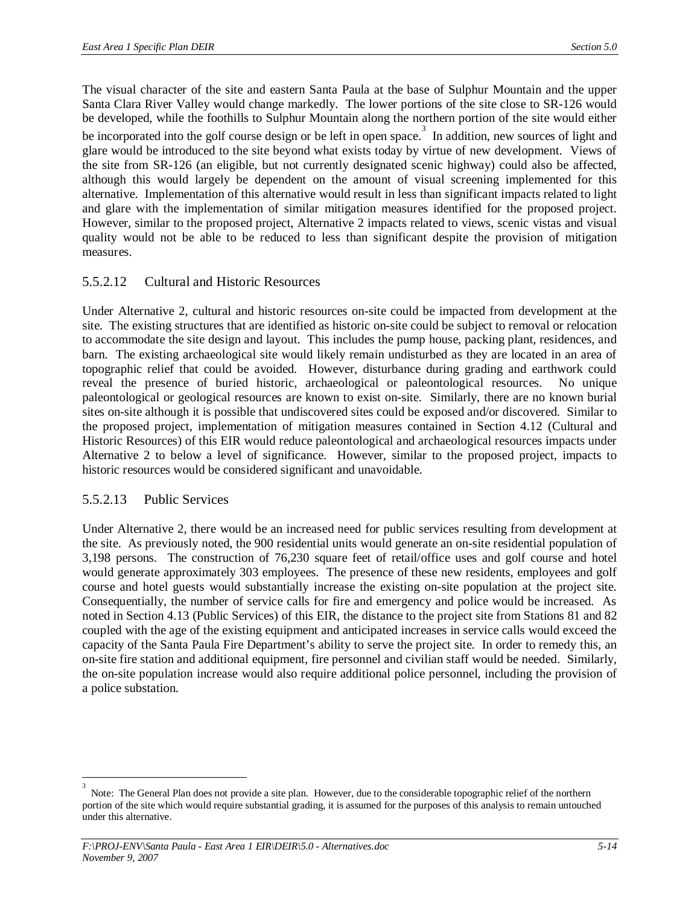The visual character of the site and eastern Santa Paula at the base of Sulphur Mountain and the upper Santa Clara River Valley would change markedly. The lower portions of the site close to SR-126 would be developed, while the foothills to Sulphur Mountain along the northern portion of the site would either be incorporated into the golf course design or be left in open space.[3] In addition, new sources of light and glare would be introduced to the site beyond what exists today by virtue of new development. Views of the site from SR-126 (an eligible, but not currently designated scenic highway) could also be affected, although this would largely be dependent on the amount of visual screening implemented for this alternative. Implementation of this alternative would result in less than significant impacts related to light and glare with the implementation of similar mitigation measures identified for the proposed project. However, similar to the proposed project, Alternative 2 impacts related to views, scenic vistas and visual quality would not be able to be reduced to less than significant despite the provision of mitigation measures.

### 5.5.2.12 Cultural and Historic Resources

Under Alternative 2, cultural and historic resources on-site could be impacted from development at the site. The existing structures that are identified as historic on-site could be subject to removal or relocation to accommodate the site design and layout. This includes the pump house, packing plant, residences, and barn. The existing archaeological site would likely remain undisturbed as they are located in an area of topographic relief that could be avoided. However, disturbance during grading and earthwork could reveal the presence of buried historic, archaeological or paleontological resources. No unique paleontological or geological resources are known to exist on-site. Similarly, there are no known burial sites on-site although it is possible that undiscovered sites could be exposed and/or discovered. Similar to the proposed project, implementation of mitigation measures contained in Section 4.12 (Cultural and Historic Resources) of this EIR would reduce paleontological and archaeological resources impacts under Alternative 2 to below a level of significance. However, similar to the proposed project, impacts to historic resources would be considered significant and unavoidable.

### 5.5.2.13 Public Services

Under Alternative 2, there would be an increased need for public services resulting from development at the site. As previously noted, the 900 residential units would generate an on-site residential population of 3,198 persons. The construction of 76,230 square feet of retail/office uses and golf course and hotel would generate approximately 303 employees. The presence of these new residents, employees and golf course and hotel guests would substantially increase the existing on-site population at the project site. Consequentially, the number of service calls for fire and emergency and police would be increased. As noted in Section 4.13 (Public Services) of this EIR, the distance to the project site from Stations 81 and 82 coupled with the age of the existing equipment and anticipated increases in service calls would exceed the capacity of the Santa Paula Fire Department's ability to serve the project site. In order to remedy this, an on-site fire station and additional equipment, fire personnel and civilian staff would be needed. Similarly, the on-site population increase would also require additional police personnel, including the provision of a police substation.

---

[3] Note: The General Plan does not provide a site plan. However, due to the considerable topographic relief of the northern portion of the site which would require substantial grading, it is assumed for the purposes of this analysis to remain untouched under this alternative.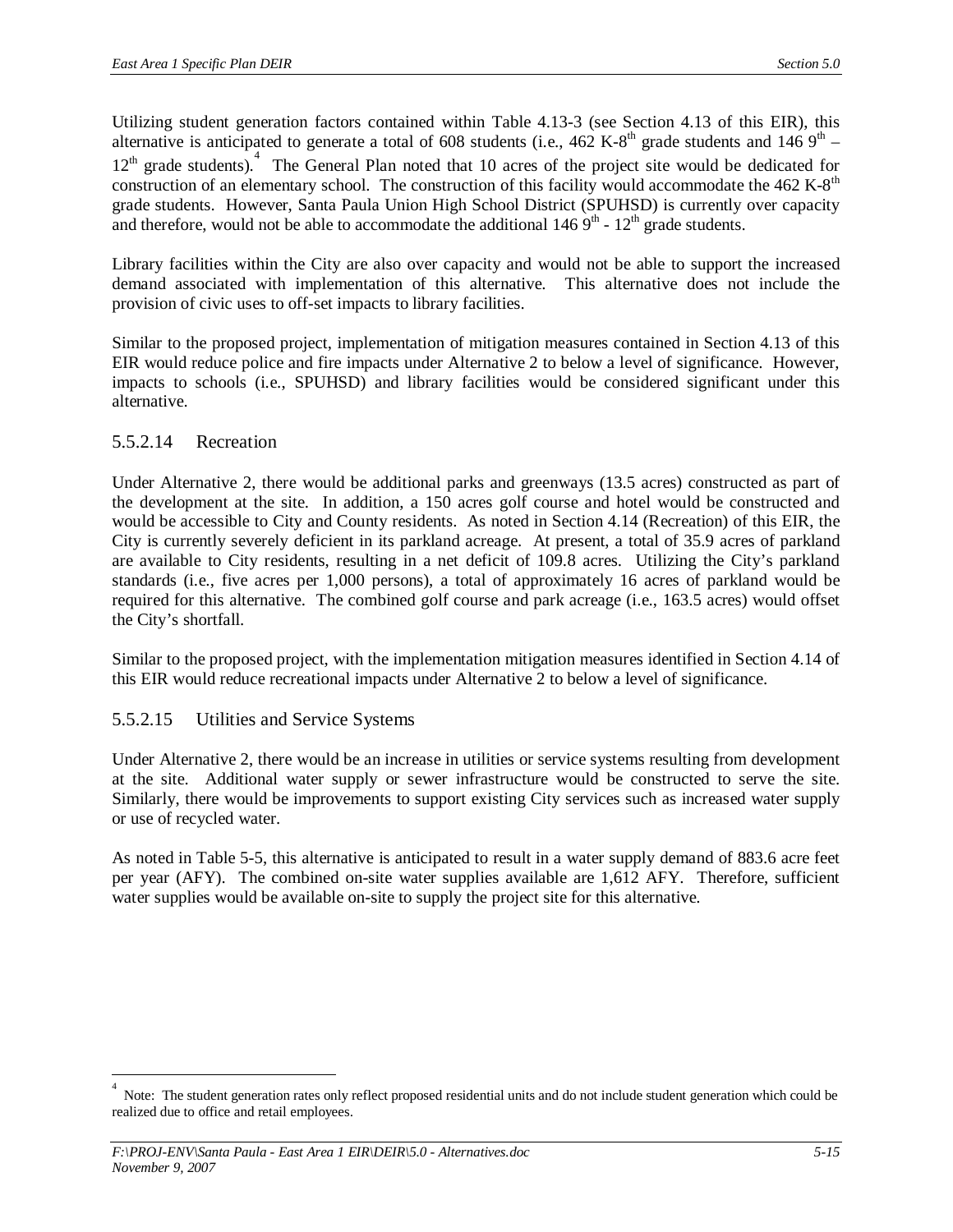Utilizing student generation factors contained within Table 4.13-3 (see Section 4.13 of this EIR), this alternative is anticipated to generate a total of 608 students (i.e., 462 K-8$^{th}$ grade students and 146 9$^{th}$ – 12$^{th}$ grade students).[4] The General Plan noted that 10 acres of the project site would be dedicated for construction of an elementary school. The construction of this facility would accommodate the 462 K-8$^{th}$ grade students. However, Santa Paula Union High School District (SPUHSD) is currently over capacity and therefore, would not be able to accommodate the additional 146 9$^{th}$ - 12$^{th}$ grade students.

Library facilities within the City are also over capacity and would not be able to support the increased demand associated with implementation of this alternative. This alternative does not include the provision of civic uses to off-set impacts to library facilities.

Similar to the proposed project, implementation of mitigation measures contained in Section 4.13 of this EIR would reduce police and fire impacts under Alternative 2 to below a level of significance. However, impacts to schools (i.e., SPUHSD) and library facilities would be considered significant under this alternative.

### 5.5.2.14 Recreation

Under Alternative 2, there would be additional parks and greenways (13.5 acres) constructed as part of the development at the site. In addition, a 150 acres golf course and hotel would be constructed and would be accessible to City and County residents. As noted in Section 4.14 (Recreation) of this EIR, the City is currently severely deficient in its parkland acreage. At present, a total of 35.9 acres of parkland are available to City residents, resulting in a net deficit of 109.8 acres. Utilizing the City's parkland standards (i.e., five acres per 1,000 persons), a total of approximately 16 acres of parkland would be required for this alternative. The combined golf course and park acreage (i.e., 163.5 acres) would offset the City's shortfall.

Similar to the proposed project, with the implementation mitigation measures identified in Section 4.14 of this EIR would reduce recreational impacts under Alternative 2 to below a level of significance.

### 5.5.2.15 Utilities and Service Systems

Under Alternative 2, there would be an increase in utilities or service systems resulting from development at the site. Additional water supply or sewer infrastructure would be constructed to serve the site. Similarly, there would be improvements to support existing City services such as increased water supply or use of recycled water.

As noted in Table 5-5, this alternative is anticipated to result in a water supply demand of 883.6 acre feet per year (AFY). The combined on-site water supplies available are 1,612 AFY. Therefore, sufficient water supplies would be available on-site to supply the project site for this alternative.

---

[4] Note: The student generation rates only reflect proposed residential units and do not include student generation which could be realized due to office and retail employees.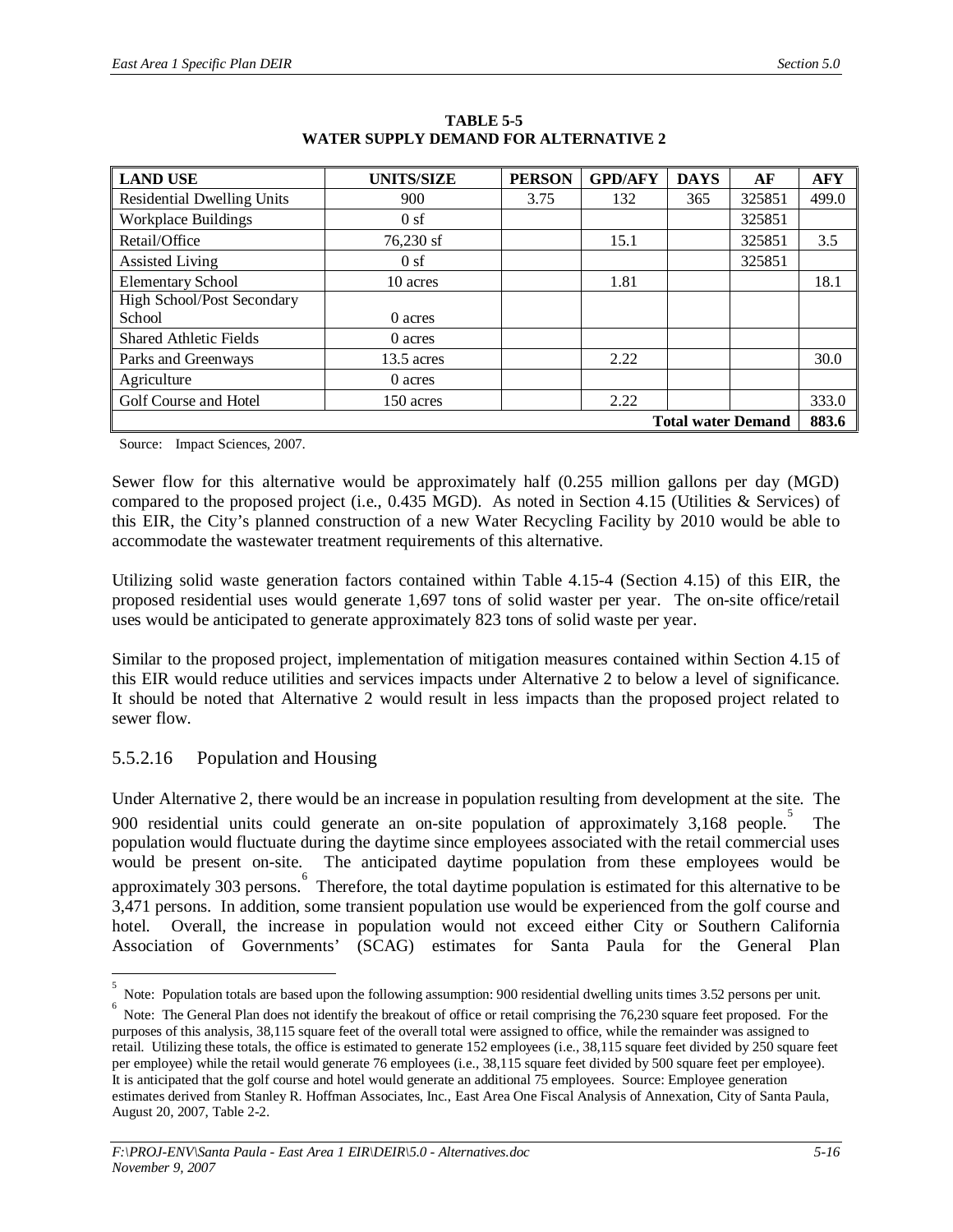**TABLE 5-5**
**WATER SUPPLY DEMAND FOR ALTERNATIVE 2**

| LAND USE | UNITS/SIZE | PERSON | GPD/AFY | DAYS | AF | AFY |
|---|---|---|---|---|---|---|
| Residential Dwelling Units | 900 | 3.75 | 132 | 365 | 325851 | 499.0 |
| Workplace Buildings | 0 sf | | | | 325851 | |
| Retail/Office | 76,230 sf | | 15.1 | | 325851 | 3.5 |
| Assisted Living | 0 sf | | | | 325851 | |
| Elementary School | 10 acres | | 1.81 | | | 18.1 |
| High School/Post Secondary School | 0 acres | | | | | |
| Shared Athletic Fields | 0 acres | | | | | |
| Parks and Greenways | 13.5 acres | | 2.22 | | | 30.0 |
| Agriculture | 0 acres | | | | | |
| Golf Course and Hotel | 150 acres | | 2.22 | | | 333.0 |
| | | | | | **Total water Demand** | **883.6** |

Source: Impact Sciences, 2007.

Sewer flow for this alternative would be approximately half (0.255 million gallons per day (MGD) compared to the proposed project (i.e., 0.435 MGD). As noted in Section 4.15 (Utilities & Services) of this EIR, the City's planned construction of a new Water Recycling Facility by 2010 would be able to accommodate the wastewater treatment requirements of this alternative.

Utilizing solid waste generation factors contained within Table 4.15-4 (Section 4.15) of this EIR, the proposed residential uses would generate 1,697 tons of solid waster per year. The on-site office/retail uses would be anticipated to generate approximately 823 tons of solid waste per year.

Similar to the proposed project, implementation of mitigation measures contained within Section 4.15 of this EIR would reduce utilities and services impacts under Alternative 2 to below a level of significance. It should be noted that Alternative 2 would result in less impacts than the proposed project related to sewer flow.

### 5.5.2.16 Population and Housing

Under Alternative 2, there would be an increase in population resulting from development at the site. The 900 residential units could generate an on-site population of approximately 3,168 people.[5] The population would fluctuate during the daytime since employees associated with the retail commercial uses would be present on-site. The anticipated daytime population from these employees would be approximately 303 persons.[6] Therefore, the total daytime population is estimated for this alternative to be 3,471 persons. In addition, some transient population use would be experienced from the golf course and hotel. Overall, the increase in population would not exceed either City or Southern California Association of Governments' (SCAG) estimates for Santa Paula for the General Plan

---

[5] Note: Population totals are based upon the following assumption: 900 residential dwelling units times 3.52 persons per unit.

[6] Note: The General Plan does not identify the breakout of office or retail comprising the 76,230 square feet proposed. For the purposes of this analysis, 38,115 square feet of the overall total were assigned to office, while the remainder was assigned to retail. Utilizing these totals, the office is estimated to generate 152 employees (i.e., 38,115 square feet divided by 250 square feet per employee) while the retail would generate 76 employees (i.e., 38,115 square feet divided by 500 square feet per employee). It is anticipated that the golf course and hotel would generate an additional 75 employees. Source: Employee generation estimates derived from Stanley R. Hoffman Associates, Inc., East Area One Fiscal Analysis of Annexation, City of Santa Paula, August 20, 2007, Table 2-2.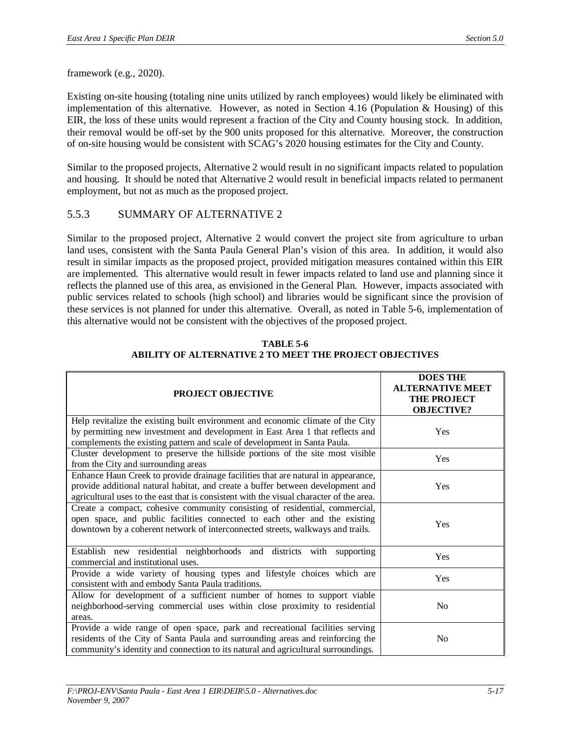framework (e.g., 2020).

Existing on-site housing (totaling nine units utilized by ranch employees) would likely be eliminated with implementation of this alternative. However, as noted in Section 4.16 (Population & Housing) of this EIR, the loss of these units would represent a fraction of the City and County housing stock. In addition, their removal would be off-set by the 900 units proposed for this alternative. Moreover, the construction of on-site housing would be consistent with SCAG's 2020 housing estimates for the City and County.

Similar to the proposed projects, Alternative 2 would result in no significant impacts related to population and housing. It should be noted that Alternative 2 would result in beneficial impacts related to permanent employment, but not as much as the proposed project.

### 5.5.3 SUMMARY OF ALTERNATIVE 2

Similar to the proposed project, Alternative 2 would convert the project site from agriculture to urban land uses, consistent with the Santa Paula General Plan's vision of this area. In addition, it would also result in similar impacts as the proposed project, provided mitigation measures contained within this EIR are implemented. This alternative would result in fewer impacts related to land use and planning since it reflects the planned use of this area, as envisioned in the General Plan. However, impacts associated with public services related to schools (high school) and libraries would be significant since the provision of these services is not planned for under this alternative. Overall, as noted in Table 5-6, implementation of this alternative would not be consistent with the objectives of the proposed project.

**TABLE 5-6**
**ABILITY OF ALTERNATIVE 2 TO MEET THE PROJECT OBJECTIVES**

| PROJECT OBJECTIVE | DOES THE ALTERNATIVE MEET THE PROJECT OBJECTIVE? |
|---|---|
| Help revitalize the existing built environment and economic climate of the City by permitting new investment and development in East Area 1 that reflects and complements the existing pattern and scale of development in Santa Paula. | Yes |
| Cluster development to preserve the hillside portions of the site most visible from the City and surrounding areas | Yes |
| Enhance Haun Creek to provide drainage facilities that are natural in appearance, provide additional natural habitat, and create a buffer between development and agricultural uses to the east that is consistent with the visual character of the area. | Yes |
| Create a compact, cohesive community consisting of residential, commercial, open space, and public facilities connected to each other and the existing downtown by a coherent network of interconnected streets, walkways and trails. | Yes |
| Establish new residential neighborhoods and districts with supporting commercial and institutional uses. | Yes |
| Provide a wide variety of housing types and lifestyle choices which are consistent with and embody Santa Paula traditions. | Yes |
| Allow for development of a sufficient number of homes to support viable neighborhood-serving commercial uses within close proximity to residential areas. | No |
| Provide a wide range of open space, park and recreational facilities serving residents of the City of Santa Paula and surrounding areas and reinforcing the community's identity and connection to its natural and agricultural surroundings. | No |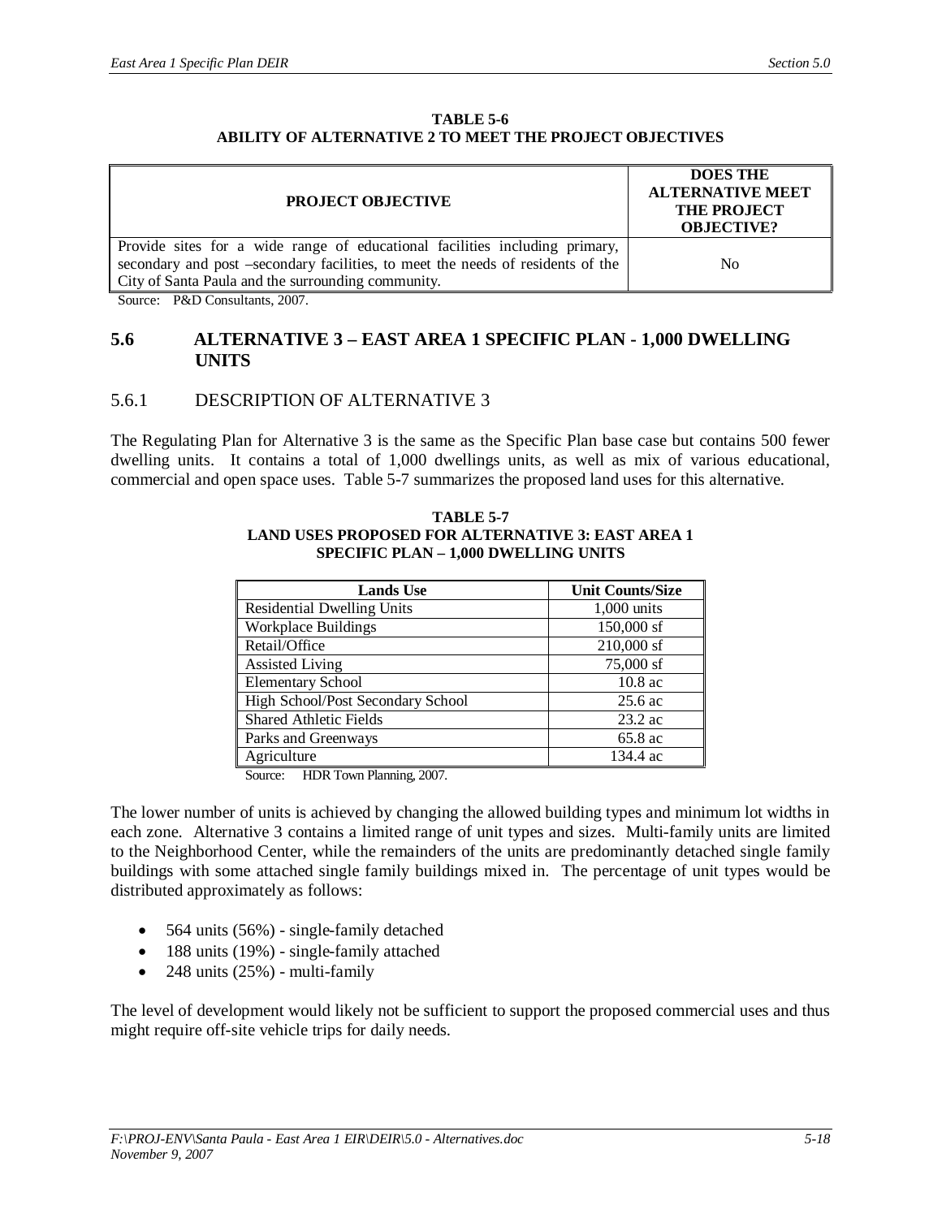**TABLE 5-6**
**ABILITY OF ALTERNATIVE 2 TO MEET THE PROJECT OBJECTIVES**

| PROJECT OBJECTIVE | DOES THE ALTERNATIVE MEET THE PROJECT OBJECTIVE? |
|---|---|
| Provide sites for a wide range of educational facilities including primary, secondary and post –secondary facilities, to meet the needs of residents of the City of Santa Paula and the surrounding community. | No |

Source: P&D Consultants, 2007.

## 5.6 ALTERNATIVE 3 – EAST AREA 1 SPECIFIC PLAN - 1,000 DWELLING UNITS

### 5.6.1 DESCRIPTION OF ALTERNATIVE 3

The Regulating Plan for Alternative 3 is the same as the Specific Plan base case but contains 500 fewer dwelling units. It contains a total of 1,000 dwellings units, as well as mix of various educational, commercial and open space uses. Table 5-7 summarizes the proposed land uses for this alternative.

**TABLE 5-7**
**LAND USES PROPOSED FOR ALTERNATIVE 3: EAST AREA 1 SPECIFIC PLAN – 1,000 DWELLING UNITS**

| Lands Use | Unit Counts/Size |
|---|---|
| Residential Dwelling Units | 1,000 units |
| Workplace Buildings | 150,000 sf |
| Retail/Office | 210,000 sf |
| Assisted Living | 75,000 sf |
| Elementary School | 10.8 ac |
| High School/Post Secondary School | 25.6 ac |
| Shared Athletic Fields | 23.2 ac |
| Parks and Greenways | 65.8 ac |
| Agriculture | 134.4 ac |

Source: HDR Town Planning, 2007.

The lower number of units is achieved by changing the allowed building types and minimum lot widths in each zone. Alternative 3 contains a limited range of unit types and sizes. Multi-family units are limited to the Neighborhood Center, while the remainders of the units are predominantly detached single family buildings with some attached single family buildings mixed in. The percentage of unit types would be distributed approximately as follows:

- 564 units (56%) - single-family detached
- 188 units (19%) - single-family attached
- 248 units (25%) - multi-family

The level of development would likely not be sufficient to support the proposed commercial uses and thus might require off-site vehicle trips for daily needs.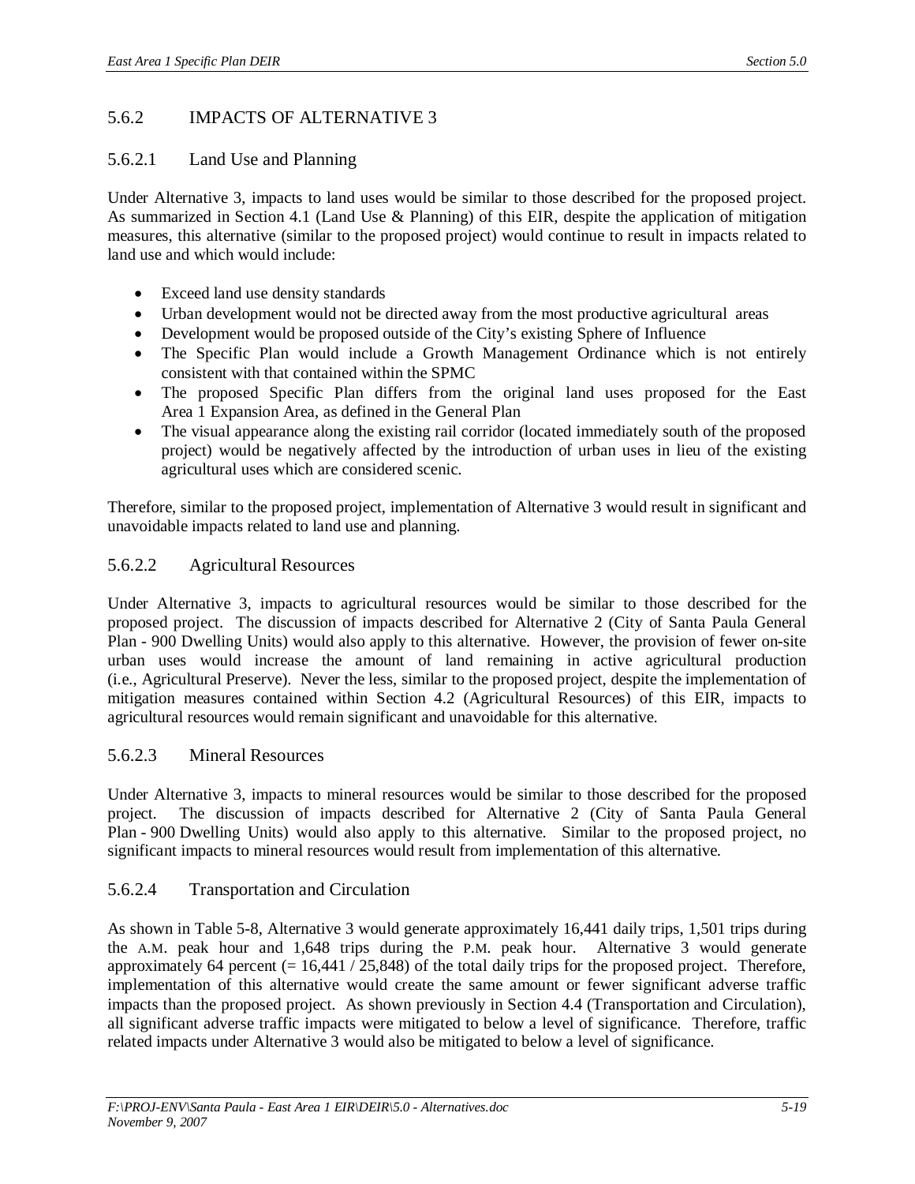## 5.6.2 IMPACTS OF ALTERNATIVE 3

### 5.6.2.1 Land Use and Planning

Under Alternative 3, impacts to land uses would be similar to those described for the proposed project. As summarized in Section 4.1 (Land Use & Planning) of this EIR, despite the application of mitigation measures, this alternative (similar to the proposed project) would continue to result in impacts related to land use and which would include:

- Exceed land use density standards
- Urban development would not be directed away from the most productive agricultural areas
- Development would be proposed outside of the City's existing Sphere of Influence
- The Specific Plan would include a Growth Management Ordinance which is not entirely consistent with that contained within the SPMC
- The proposed Specific Plan differs from the original land uses proposed for the East Area 1 Expansion Area, as defined in the General Plan
- The visual appearance along the existing rail corridor (located immediately south of the proposed project) would be negatively affected by the introduction of urban uses in lieu of the existing agricultural uses which are considered scenic.

Therefore, similar to the proposed project, implementation of Alternative 3 would result in significant and unavoidable impacts related to land use and planning.

### 5.6.2.2 Agricultural Resources

Under Alternative 3, impacts to agricultural resources would be similar to those described for the proposed project. The discussion of impacts described for Alternative 2 (City of Santa Paula General Plan - 900 Dwelling Units) would also apply to this alternative. However, the provision of fewer on-site urban uses would increase the amount of land remaining in active agricultural production (i.e., Agricultural Preserve). Never the less, similar to the proposed project, despite the implementation of mitigation measures contained within Section 4.2 (Agricultural Resources) of this EIR, impacts to agricultural resources would remain significant and unavoidable for this alternative.

### 5.6.2.3 Mineral Resources

Under Alternative 3, impacts to mineral resources would be similar to those described for the proposed project. The discussion of impacts described for Alternative 2 (City of Santa Paula General Plan - 900 Dwelling Units) would also apply to this alternative. Similar to the proposed project, no significant impacts to mineral resources would result from implementation of this alternative.

### 5.6.2.4 Transportation and Circulation

As shown in Table 5-8, Alternative 3 would generate approximately 16,441 daily trips, 1,501 trips during the A.M. peak hour and 1,648 trips during the P.M. peak hour. Alternative 3 would generate approximately 64 percent (= 16,441 / 25,848) of the total daily trips for the proposed project. Therefore, implementation of this alternative would create the same amount or fewer significant adverse traffic impacts than the proposed project. As shown previously in Section 4.4 (Transportation and Circulation), all significant adverse traffic impacts were mitigated to below a level of significance. Therefore, traffic related impacts under Alternative 3 would also be mitigated to below a level of significance.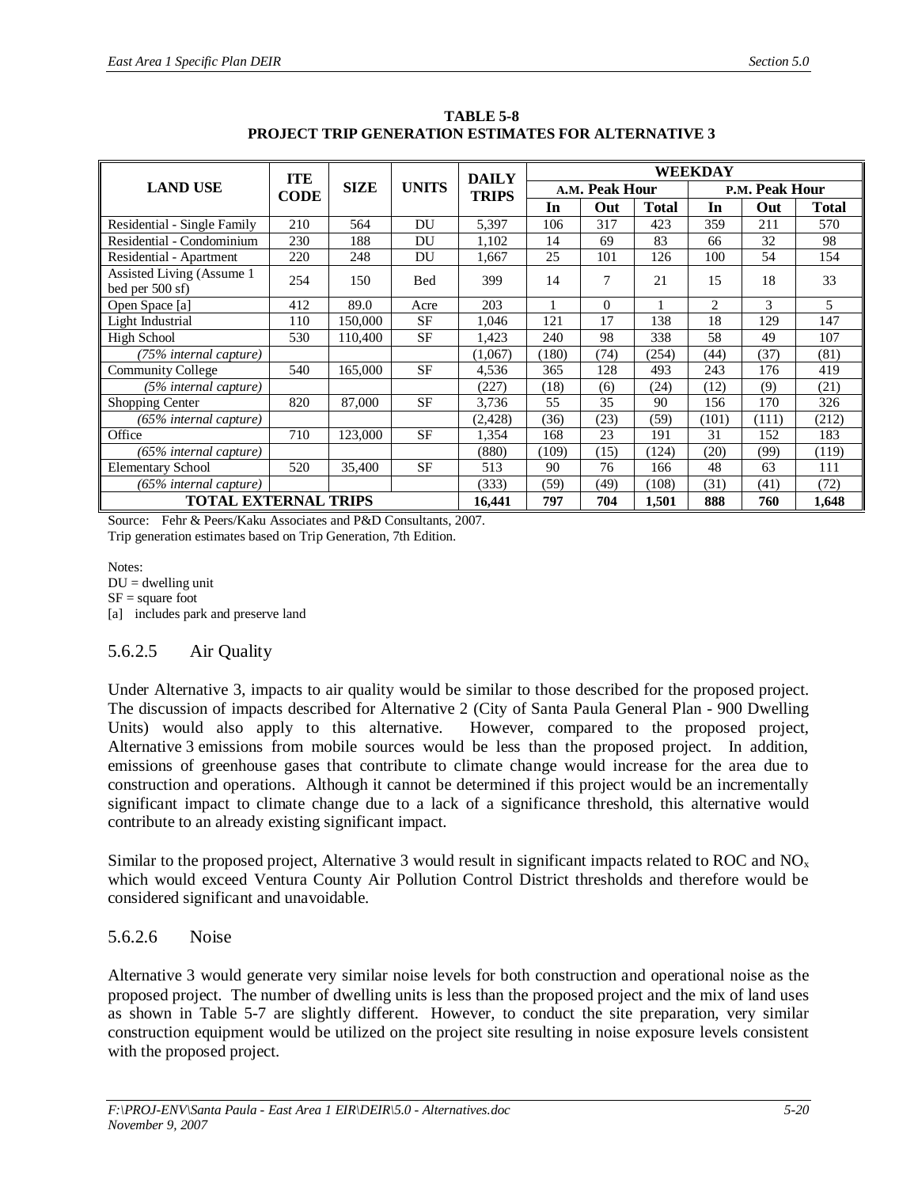**TABLE 5-8**
**PROJECT TRIP GENERATION ESTIMATES FOR ALTERNATIVE 3**

| LAND USE | ITE CODE | SIZE | UNITS | DAILY TRIPS | WEEKDAY | | | | | |
|---|---|---|---|---|---|---|---|---|---|---|
| | | | | | A.M. Peak Hour | | | P.M. Peak Hour | | |
| | | | | | In | Out | Total | In | Out | Total |
| Residential - Single Family | 210 | 564 | DU | 5,397 | 106 | 317 | 423 | 359 | 211 | 570 |
| Residential - Condominium | 230 | 188 | DU | 1,102 | 14 | 69 | 83 | 66 | 32 | 98 |
| Residential - Apartment | 220 | 248 | DU | 1,667 | 25 | 101 | 126 | 100 | 54 | 154 |
| Assisted Living (Assume 1 bed per 500 sf) | 254 | 150 | Bed | 399 | 14 | 7 | 21 | 15 | 18 | 33 |
| Open Space [a] | 412 | 89.0 | Acre | 203 | 1 | 0 | 1 | 2 | 3 | 5 |
| Light Industrial | 110 | 150,000 | SF | 1,046 | 121 | 17 | 138 | 18 | 129 | 147 |
| High School | 530 | 110,400 | SF | 1,423 | 240 | 98 | 338 | 58 | 49 | 107 |
| *(75% internal capture)* | | | | (1,067) | (180) | (74) | (254) | (44) | (37) | (81) |
| Community College | 540 | 165,000 | SF | 4,536 | 365 | 128 | 493 | 243 | 176 | 419 |
| *(5% internal capture)* | | | | (227) | (18) | (6) | (24) | (12) | (9) | (21) |
| Shopping Center | 820 | 87,000 | SF | 3,736 | 55 | 35 | 90 | 156 | 170 | 326 |
| *(65% internal capture)* | | | | (2,428) | (36) | (23) | (59) | (101) | (111) | (212) |
| Office | 710 | 123,000 | SF | 1,354 | 168 | 23 | 191 | 31 | 152 | 183 |
| *(65% internal capture)* | | | | (880) | (109) | (15) | (124) | (20) | (99) | (119) |
| Elementary School | 520 | 35,400 | SF | 513 | 90 | 76 | 166 | 48 | 63 | 111 |
| *(65% internal capture)* | | | | (333) | (59) | (49) | (108) | (31) | (41) | (72) |
| **TOTAL EXTERNAL TRIPS** | | | | **16,441** | **797** | **704** | **1,501** | **888** | **760** | **1,648** |

Source: Fehr & Peers/Kaku Associates and P&D Consultants, 2007.
Trip generation estimates based on Trip Generation, 7th Edition.

Notes:
DU = dwelling unit
SF = square foot
[a] includes park and preserve land

### 5.6.2.5 Air Quality

Under Alternative 3, impacts to air quality would be similar to those described for the proposed project. The discussion of impacts described for Alternative 2 (City of Santa Paula General Plan - 900 Dwelling Units) would also apply to this alternative. However, compared to the proposed project, Alternative 3 emissions from mobile sources would be less than the proposed project. In addition, emissions of greenhouse gases that contribute to climate change would increase for the area due to construction and operations. Although it cannot be determined if this project would be an incrementally significant impact to climate change due to a lack of a significance threshold, this alternative would contribute to an already existing significant impact.

Similar to the proposed project, Alternative 3 would result in significant impacts related to ROC and $NO_x$ which would exceed Ventura County Air Pollution Control District thresholds and therefore would be considered significant and unavoidable.

### 5.6.2.6 Noise

Alternative 3 would generate very similar noise levels for both construction and operational noise as the proposed project. The number of dwelling units is less than the proposed project and the mix of land uses as shown in Table 5-7 are slightly different. However, to conduct the site preparation, very similar construction equipment would be utilized on the project site resulting in noise exposure levels consistent with the proposed project.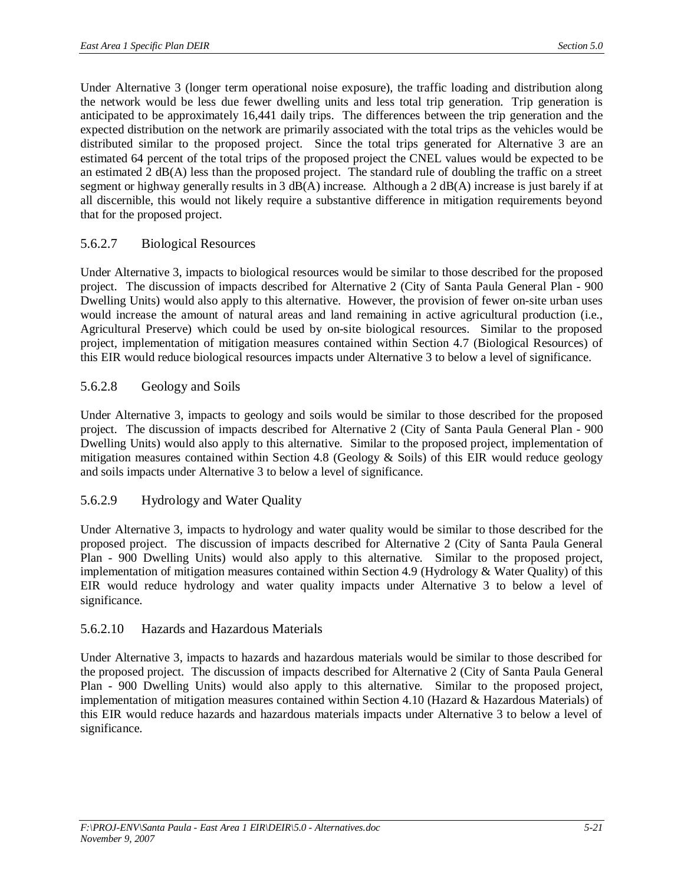Under Alternative 3 (longer term operational noise exposure), the traffic loading and distribution along the network would be less due fewer dwelling units and less total trip generation. Trip generation is anticipated to be approximately 16,441 daily trips. The differences between the trip generation and the expected distribution on the network are primarily associated with the total trips as the vehicles would be distributed similar to the proposed project. Since the total trips generated for Alternative 3 are an estimated 64 percent of the total trips of the proposed project the CNEL values would be expected to be an estimated 2 dB(A) less than the proposed project. The standard rule of doubling the traffic on a street segment or highway generally results in 3 dB(A) increase. Although a 2 dB(A) increase is just barely if at all discernible, this would not likely require a substantive difference in mitigation requirements beyond that for the proposed project.

### 5.6.2.7 Biological Resources

Under Alternative 3, impacts to biological resources would be similar to those described for the proposed project. The discussion of impacts described for Alternative 2 (City of Santa Paula General Plan - 900 Dwelling Units) would also apply to this alternative. However, the provision of fewer on-site urban uses would increase the amount of natural areas and land remaining in active agricultural production (i.e., Agricultural Preserve) which could be used by on-site biological resources. Similar to the proposed project, implementation of mitigation measures contained within Section 4.7 (Biological Resources) of this EIR would reduce biological resources impacts under Alternative 3 to below a level of significance.

### 5.6.2.8 Geology and Soils

Under Alternative 3, impacts to geology and soils would be similar to those described for the proposed project. The discussion of impacts described for Alternative 2 (City of Santa Paula General Plan - 900 Dwelling Units) would also apply to this alternative. Similar to the proposed project, implementation of mitigation measures contained within Section 4.8 (Geology & Soils) of this EIR would reduce geology and soils impacts under Alternative 3 to below a level of significance.

### 5.6.2.9 Hydrology and Water Quality

Under Alternative 3, impacts to hydrology and water quality would be similar to those described for the proposed project. The discussion of impacts described for Alternative 2 (City of Santa Paula General Plan - 900 Dwelling Units) would also apply to this alternative. Similar to the proposed project, implementation of mitigation measures contained within Section 4.9 (Hydrology & Water Quality) of this EIR would reduce hydrology and water quality impacts under Alternative 3 to below a level of significance.

### 5.6.2.10 Hazards and Hazardous Materials

Under Alternative 3, impacts to hazards and hazardous materials would be similar to those described for the proposed project. The discussion of impacts described for Alternative 2 (City of Santa Paula General Plan - 900 Dwelling Units) would also apply to this alternative. Similar to the proposed project, implementation of mitigation measures contained within Section 4.10 (Hazard & Hazardous Materials) of this EIR would reduce hazards and hazardous materials impacts under Alternative 3 to below a level of significance.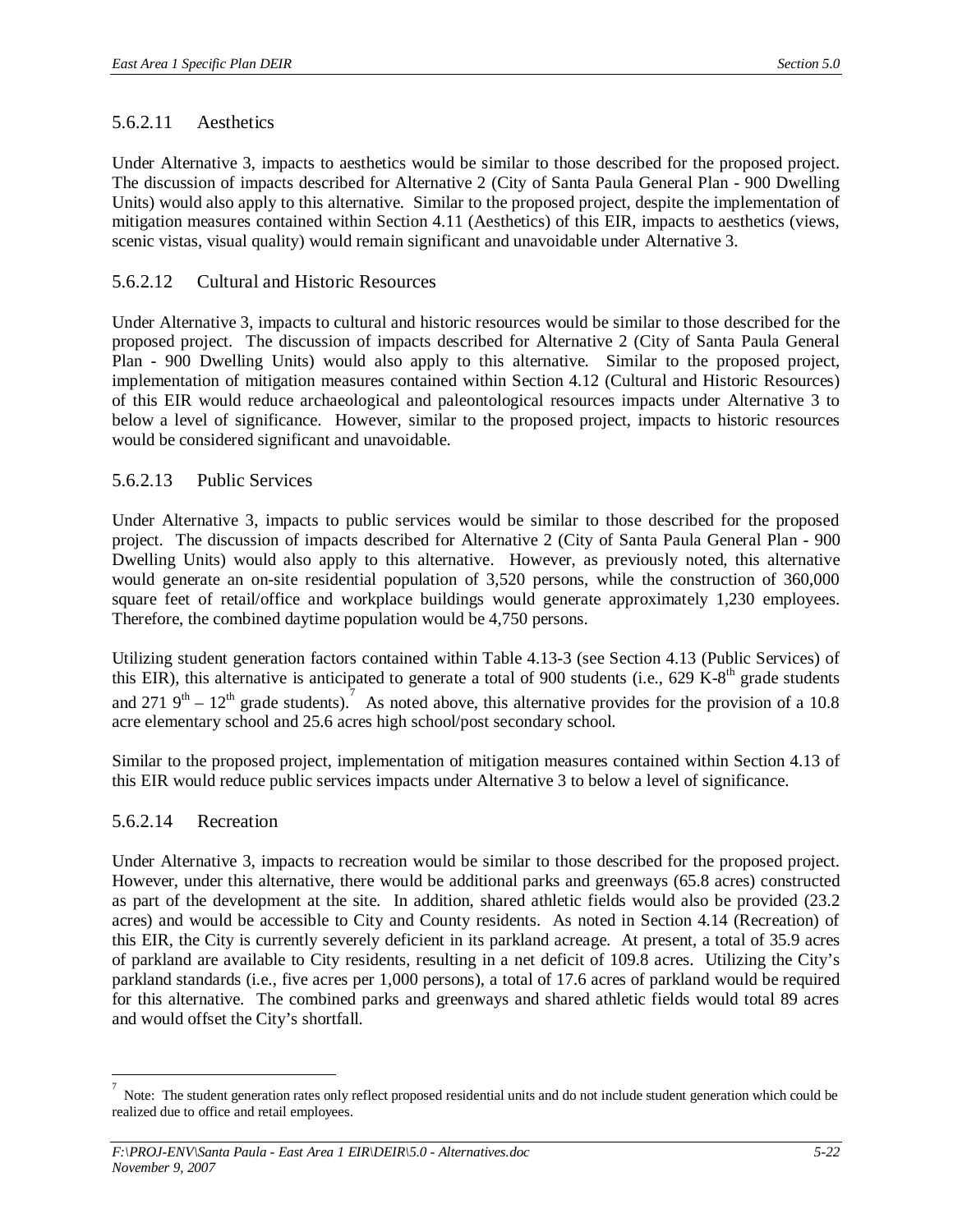### 5.6.2.11 Aesthetics

Under Alternative 3, impacts to aesthetics would be similar to those described for the proposed project. The discussion of impacts described for Alternative 2 (City of Santa Paula General Plan - 900 Dwelling Units) would also apply to this alternative. Similar to the proposed project, despite the implementation of mitigation measures contained within Section 4.11 (Aesthetics) of this EIR, impacts to aesthetics (views, scenic vistas, visual quality) would remain significant and unavoidable under Alternative 3.

### 5.6.2.12 Cultural and Historic Resources

Under Alternative 3, impacts to cultural and historic resources would be similar to those described for the proposed project. The discussion of impacts described for Alternative 2 (City of Santa Paula General Plan - 900 Dwelling Units) would also apply to this alternative. Similar to the proposed project, implementation of mitigation measures contained within Section 4.12 (Cultural and Historic Resources) of this EIR would reduce archaeological and paleontological resources impacts under Alternative 3 to below a level of significance. However, similar to the proposed project, impacts to historic resources would be considered significant and unavoidable.

### 5.6.2.13 Public Services

Under Alternative 3, impacts to public services would be similar to those described for the proposed project. The discussion of impacts described for Alternative 2 (City of Santa Paula General Plan - 900 Dwelling Units) would also apply to this alternative. However, as previously noted, this alternative would generate an on-site residential population of 3,520 persons, while the construction of 360,000 square feet of retail/office and workplace buildings would generate approximately 1,230 employees. Therefore, the combined daytime population would be 4,750 persons.

Utilizing student generation factors contained within Table 4.13-3 (see Section 4.13 (Public Services) of this EIR), this alternative is anticipated to generate a total of 900 students (i.e., 629 K-8th grade students and 271 9th – 12th grade students).[7] As noted above, this alternative provides for the provision of a 10.8 acre elementary school and 25.6 acres high school/post secondary school.

Similar to the proposed project, implementation of mitigation measures contained within Section 4.13 of this EIR would reduce public services impacts under Alternative 3 to below a level of significance.

### 5.6.2.14 Recreation

Under Alternative 3, impacts to recreation would be similar to those described for the proposed project. However, under this alternative, there would be additional parks and greenways (65.8 acres) constructed as part of the development at the site. In addition, shared athletic fields would also be provided (23.2 acres) and would be accessible to City and County residents. As noted in Section 4.14 (Recreation) of this EIR, the City is currently severely deficient in its parkland acreage. At present, a total of 35.9 acres of parkland are available to City residents, resulting in a net deficit of 109.8 acres. Utilizing the City's parkland standards (i.e., five acres per 1,000 persons), a total of 17.6 acres of parkland would be required for this alternative. The combined parks and greenways and shared athletic fields would total 89 acres and would offset the City's shortfall.

---

[7] Note: The student generation rates only reflect proposed residential units and do not include student generation which could be realized due to office and retail employees.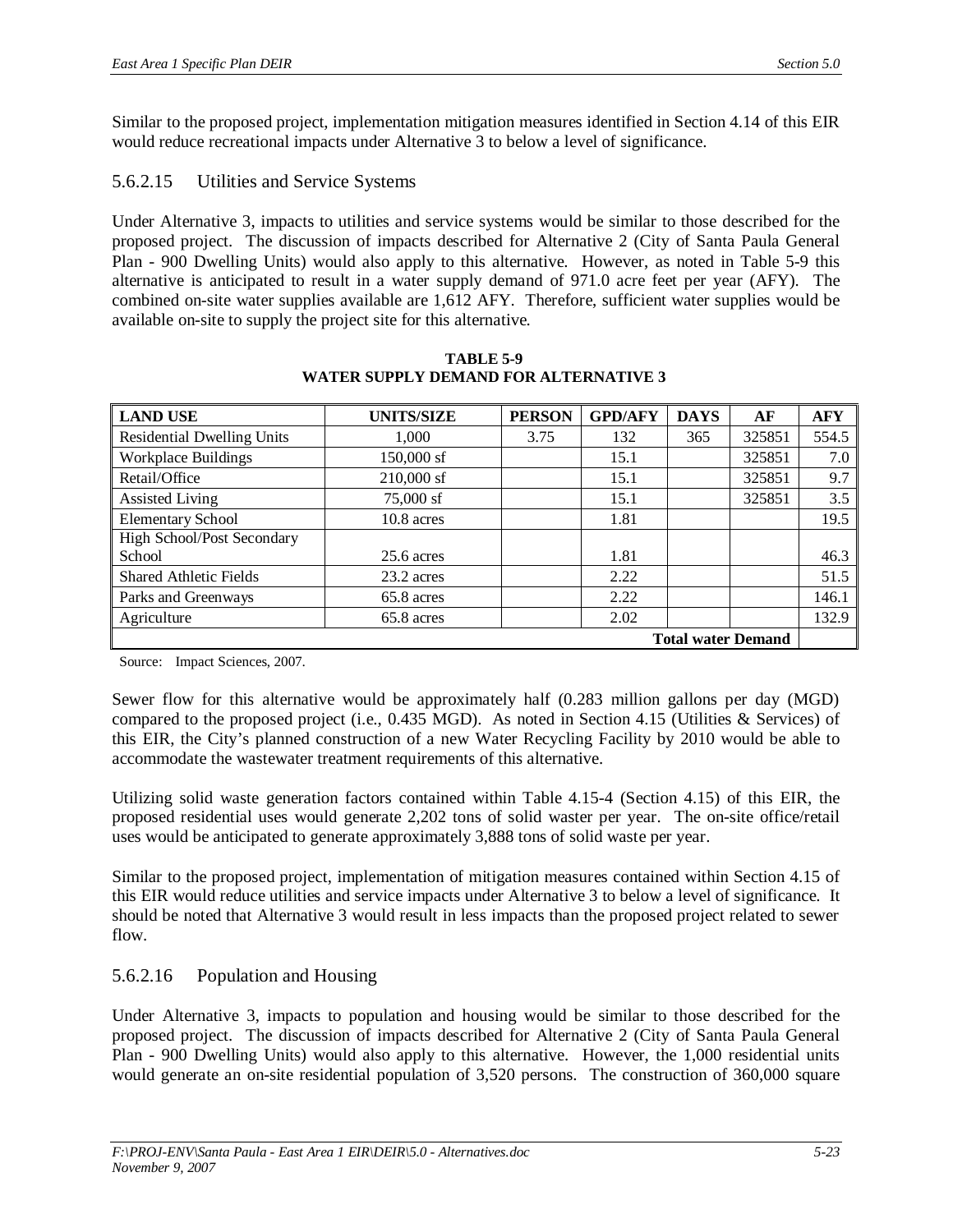Similar to the proposed project, implementation mitigation measures identified in Section 4.14 of this EIR would reduce recreational impacts under Alternative 3 to below a level of significance.

### 5.6.2.15 Utilities and Service Systems

Under Alternative 3, impacts to utilities and service systems would be similar to those described for the proposed project. The discussion of impacts described for Alternative 2 (City of Santa Paula General Plan - 900 Dwelling Units) would also apply to this alternative. However, as noted in Table 5-9 this alternative is anticipated to result in a water supply demand of 971.0 acre feet per year (AFY). The combined on-site water supplies available are 1,612 AFY. Therefore, sufficient water supplies would be available on-site to supply the project site for this alternative.

**TABLE 5-9**
**WATER SUPPLY DEMAND FOR ALTERNATIVE 3**

| LAND USE | UNITS/SIZE | PERSON | GPD/AFY | DAYS | AF | AFY |
|---|---|---|---|---|---|---|
| Residential Dwelling Units | 1,000 | 3.75 | 132 | 365 | 325851 | 554.5 |
| Workplace Buildings | 150,000 sf | | 15.1 | | 325851 | 7.0 |
| Retail/Office | 210,000 sf | | 15.1 | | 325851 | 9.7 |
| Assisted Living | 75,000 sf | | 15.1 | | 325851 | 3.5 |
| Elementary School | 10.8 acres | | 1.81 | | | 19.5 |
| High School/Post Secondary School | 25.6 acres | | 1.81 | | | 46.3 |
| Shared Athletic Fields | 23.2 acres | | 2.22 | | | 51.5 |
| Parks and Greenways | 65.8 acres | | 2.22 | | | 146.1 |
| Agriculture | 65.8 acres | | 2.02 | | | 132.9 |
| | | | | | **Total water Demand** | |

Source: Impact Sciences, 2007.

Sewer flow for this alternative would be approximately half (0.283 million gallons per day (MGD) compared to the proposed project (i.e., 0.435 MGD). As noted in Section 4.15 (Utilities & Services) of this EIR, the City's planned construction of a new Water Recycling Facility by 2010 would be able to accommodate the wastewater treatment requirements of this alternative.

Utilizing solid waste generation factors contained within Table 4.15-4 (Section 4.15) of this EIR, the proposed residential uses would generate 2,202 tons of solid waster per year. The on-site office/retail uses would be anticipated to generate approximately 3,888 tons of solid waste per year.

Similar to the proposed project, implementation of mitigation measures contained within Section 4.15 of this EIR would reduce utilities and service impacts under Alternative 3 to below a level of significance. It should be noted that Alternative 3 would result in less impacts than the proposed project related to sewer flow.

### 5.6.2.16 Population and Housing

Under Alternative 3, impacts to population and housing would be similar to those described for the proposed project. The discussion of impacts described for Alternative 2 (City of Santa Paula General Plan - 900 Dwelling Units) would also apply to this alternative. However, the 1,000 residential units would generate an on-site residential population of 3,520 persons. The construction of 360,000 square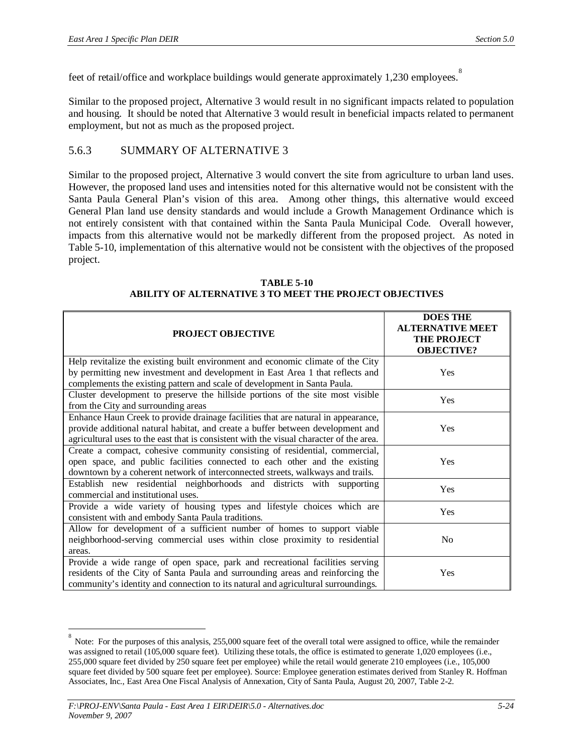feet of retail/office and workplace buildings would generate approximately 1,230 employees.[8]

Similar to the proposed project, Alternative 3 would result in no significant impacts related to population and housing. It should be noted that Alternative 3 would result in beneficial impacts related to permanent employment, but not as much as the proposed project.

### 5.6.3 SUMMARY OF ALTERNATIVE 3

Similar to the proposed project, Alternative 3 would convert the site from agriculture to urban land uses. However, the proposed land uses and intensities noted for this alternative would not be consistent with the Santa Paula General Plan's vision of this area. Among other things, this alternative would exceed General Plan land use density standards and would include a Growth Management Ordinance which is not entirely consistent with that contained within the Santa Paula Municipal Code. Overall however, impacts from this alternative would not be markedly different from the proposed project. As noted in Table 5-10, implementation of this alternative would not be consistent with the objectives of the proposed project.

**TABLE 5-10**
**ABILITY OF ALTERNATIVE 3 TO MEET THE PROJECT OBJECTIVES**

| PROJECT OBJECTIVE | DOES THE ALTERNATIVE MEET THE PROJECT OBJECTIVE? |
|---|---|
| Help revitalize the existing built environment and economic climate of the City by permitting new investment and development in East Area 1 that reflects and complements the existing pattern and scale of development in Santa Paula. | Yes |
| Cluster development to preserve the hillside portions of the site most visible from the City and surrounding areas | Yes |
| Enhance Haun Creek to provide drainage facilities that are natural in appearance, provide additional natural habitat, and create a buffer between development and agricultural uses to the east that is consistent with the visual character of the area. | Yes |
| Create a compact, cohesive community consisting of residential, commercial, open space, and public facilities connected to each other and the existing downtown by a coherent network of interconnected streets, walkways and trails. | Yes |
| Establish new residential neighborhoods and districts with supporting commercial and institutional uses. | Yes |
| Provide a wide variety of housing types and lifestyle choices which are consistent with and embody Santa Paula traditions. | Yes |
| Allow for development of a sufficient number of homes to support viable neighborhood-serving commercial uses within close proximity to residential areas. | No |
| Provide a wide range of open space, park and recreational facilities serving residents of the City of Santa Paula and surrounding areas and reinforcing the community's identity and connection to its natural and agricultural surroundings. | Yes |

[8] Note: For the purposes of this analysis, 255,000 square feet of the overall total were assigned to office, while the remainder was assigned to retail (105,000 square feet). Utilizing these totals, the office is estimated to generate 1,020 employees (i.e., 255,000 square feet divided by 250 square feet per employee) while the retail would generate 210 employees (i.e., 105,000 square feet divided by 500 square feet per employee). Source: Employee generation estimates derived from Stanley R. Hoffman Associates, Inc., East Area One Fiscal Analysis of Annexation, City of Santa Paula, August 20, 2007, Table 2-2.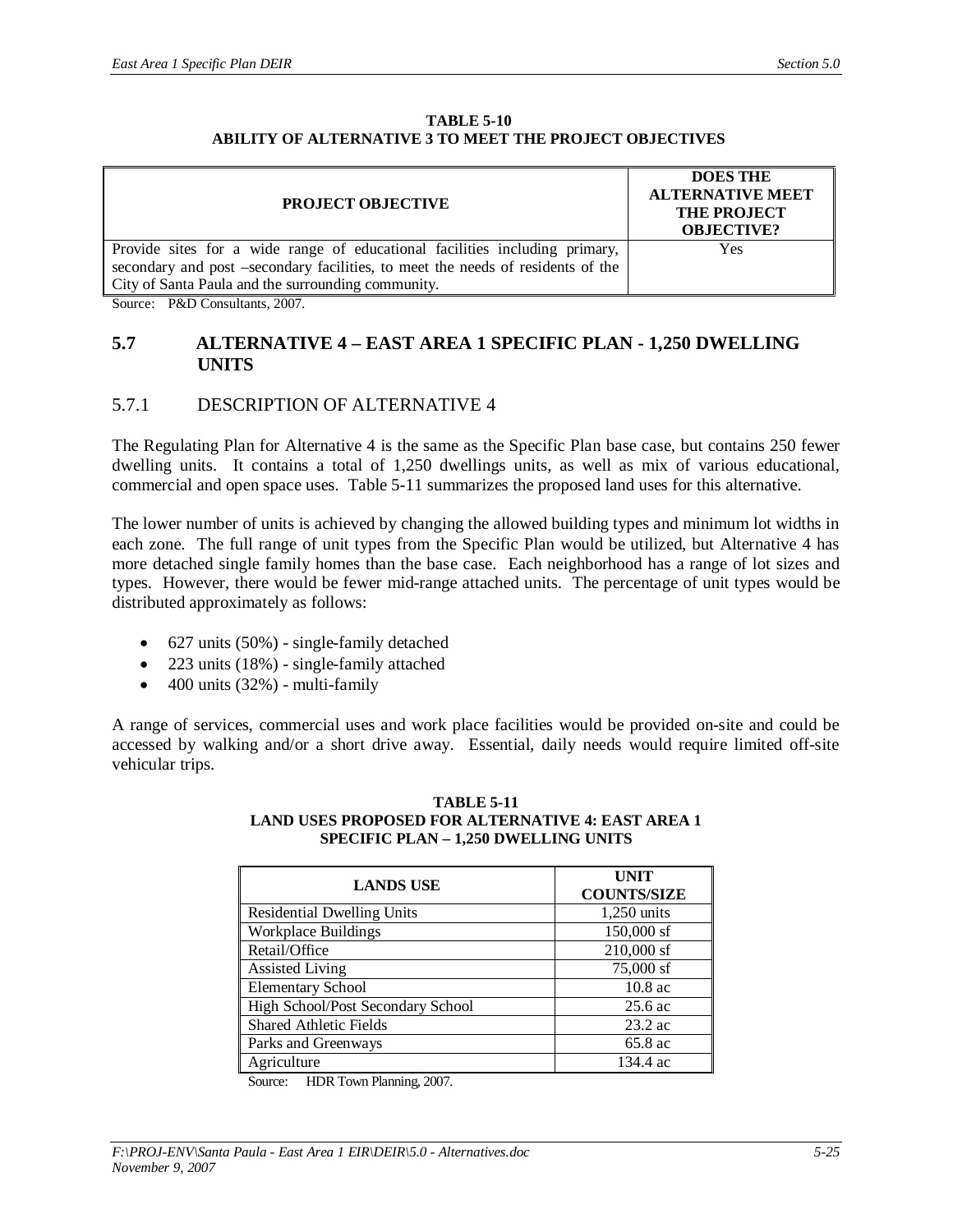**TABLE 5-10**
**ABILITY OF ALTERNATIVE 3 TO MEET THE PROJECT OBJECTIVES**

| PROJECT OBJECTIVE | DOES THE ALTERNATIVE MEET THE PROJECT OBJECTIVE? |
|---|---|
| Provide sites for a wide range of educational facilities including primary, secondary and post –secondary facilities, to meet the needs of residents of the City of Santa Paula and the surrounding community. | Yes |

Source: P&D Consultants, 2007.

## 5.7 ALTERNATIVE 4 – EAST AREA 1 SPECIFIC PLAN - 1,250 DWELLING UNITS

### 5.7.1 DESCRIPTION OF ALTERNATIVE 4

The Regulating Plan for Alternative 4 is the same as the Specific Plan base case, but contains 250 fewer dwelling units. It contains a total of 1,250 dwellings units, as well as mix of various educational, commercial and open space uses. Table 5-11 summarizes the proposed land uses for this alternative.

The lower number of units is achieved by changing the allowed building types and minimum lot widths in each zone. The full range of unit types from the Specific Plan would be utilized, but Alternative 4 has more detached single family homes than the base case. Each neighborhood has a range of lot sizes and types. However, there would be fewer mid-range attached units. The percentage of unit types would be distributed approximately as follows:

- 627 units (50%) - single-family detached
- 223 units (18%) - single-family attached
- 400 units (32%) - multi-family

A range of services, commercial uses and work place facilities would be provided on-site and could be accessed by walking and/or a short drive away. Essential, daily needs would require limited off-site vehicular trips.

**TABLE 5-11**
**LAND USES PROPOSED FOR ALTERNATIVE 4: EAST AREA 1 SPECIFIC PLAN – 1,250 DWELLING UNITS**

| LANDS USE | UNIT COUNTS/SIZE |
|---|---|
| Residential Dwelling Units | 1,250 units |
| Workplace Buildings | 150,000 sf |
| Retail/Office | 210,000 sf |
| Assisted Living | 75,000 sf |
| Elementary School | 10.8 ac |
| High School/Post Secondary School | 25.6 ac |
| Shared Athletic Fields | 23.2 ac |
| Parks and Greenways | 65.8 ac |
| Agriculture | 134.4 ac |

Source: HDR Town Planning, 2007.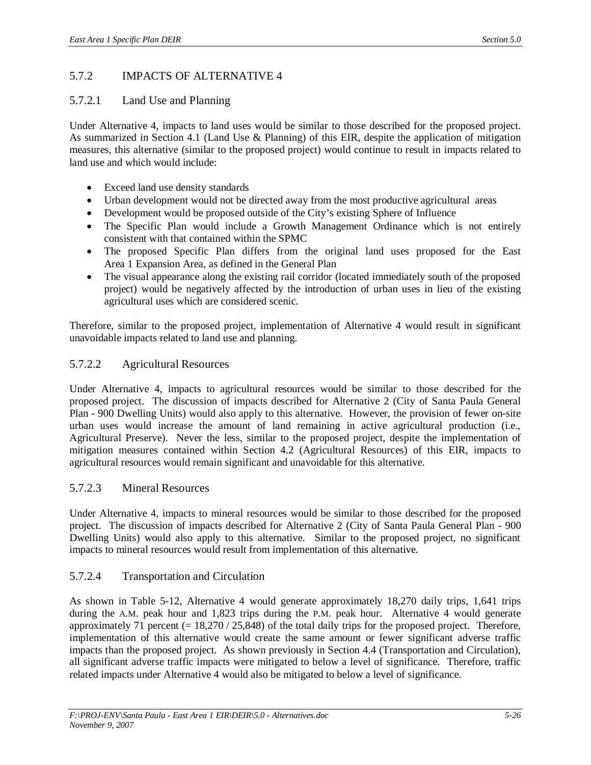## 5.7.2 IMPACTS OF ALTERNATIVE 4

### 5.7.2.1 Land Use and Planning

Under Alternative 4, impacts to land uses would be similar to those described for the proposed project. As summarized in Section 4.1 (Land Use & Planning) of this EIR, despite the application of mitigation measures, this alternative (similar to the proposed project) would continue to result in impacts related to land use and which would include:

- Exceed land use density standards
- Urban development would not be directed away from the most productive agricultural areas
- Development would be proposed outside of the City's existing Sphere of Influence
- The Specific Plan would include a Growth Management Ordinance which is not entirely consistent with that contained within the SPMC
- The proposed Specific Plan differs from the original land uses proposed for the East Area 1 Expansion Area, as defined in the General Plan
- The visual appearance along the existing rail corridor (located immediately south of the proposed project) would be negatively affected by the introduction of urban uses in lieu of the existing agricultural uses which are considered scenic.

Therefore, similar to the proposed project, implementation of Alternative 4 would result in significant unavoidable impacts related to land use and planning.

### 5.7.2.2 Agricultural Resources

Under Alternative 4, impacts to agricultural resources would be similar to those described for the proposed project. The discussion of impacts described for Alternative 2 (City of Santa Paula General Plan - 900 Dwelling Units) would also apply to this alternative. However, the provision of fewer on-site urban uses would increase the amount of land remaining in active agricultural production (i.e., Agricultural Preserve). Never the less, similar to the proposed project, despite the implementation of mitigation measures contained within Section 4.2 (Agricultural Resources) of this EIR, impacts to agricultural resources would remain significant and unavoidable for this alternative.

### 5.7.2.3 Mineral Resources

Under Alternative 4, impacts to mineral resources would be similar to those described for the proposed project. The discussion of impacts described for Alternative 2 (City of Santa Paula General Plan - 900 Dwelling Units) would also apply to this alternative. Similar to the proposed project, no significant impacts to mineral resources would result from implementation of this alternative.

### 5.7.2.4 Transportation and Circulation

As shown in Table 5-12, Alternative 4 would generate approximately 18,270 daily trips, 1,641 trips during the A.M. peak hour and 1,823 trips during the P.M. peak hour. Alternative 4 would generate approximately 71 percent (= 18,270 / 25,848) of the total daily trips for the proposed project. Therefore, implementation of this alternative would create the same amount or fewer significant adverse traffic impacts than the proposed project. As shown previously in Section 4.4 (Transportation and Circulation), all significant adverse traffic impacts were mitigated to below a level of significance. Therefore, traffic related impacts under Alternative 4 would also be mitigated to below a level of significance.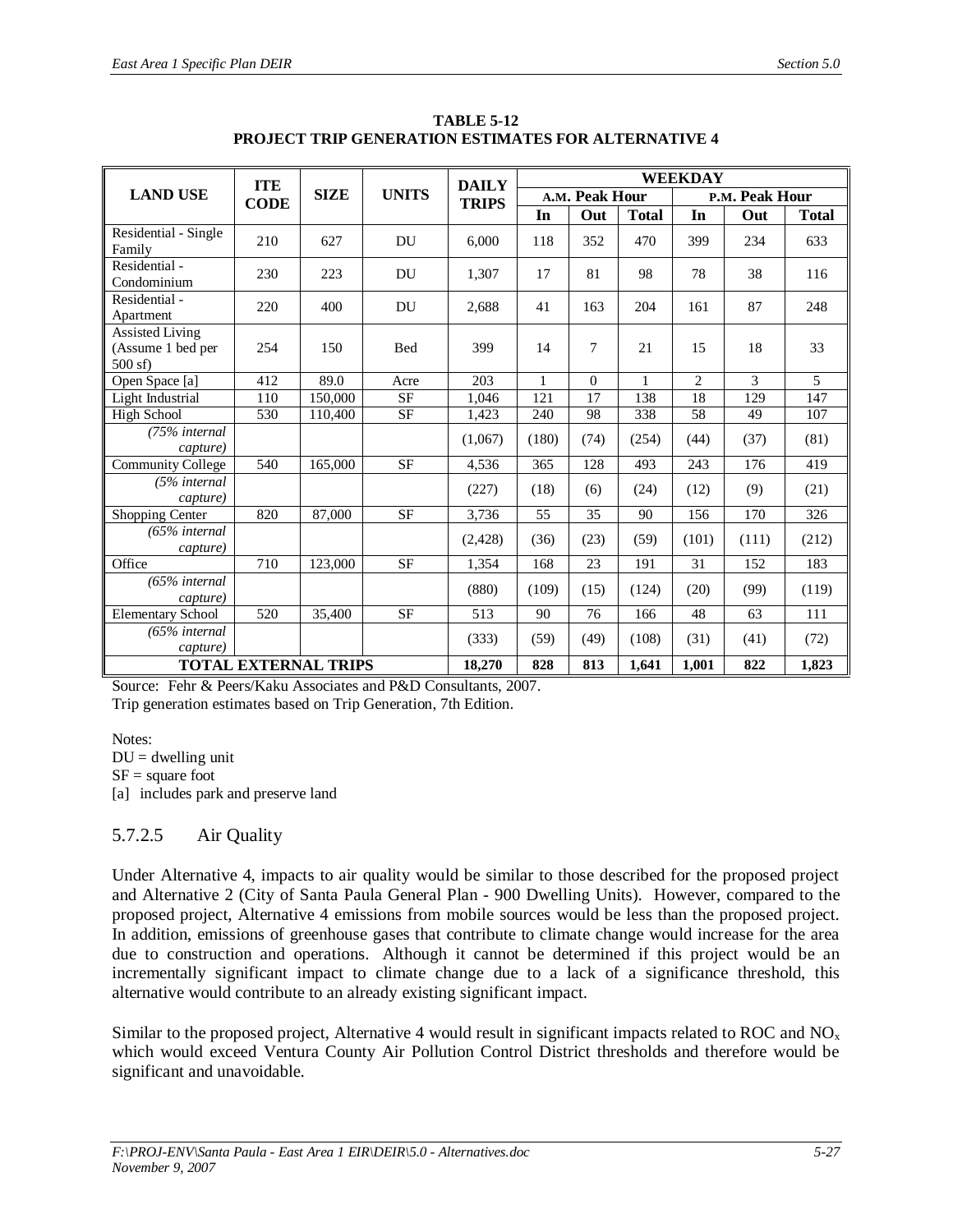**TABLE 5-12**
**PROJECT TRIP GENERATION ESTIMATES FOR ALTERNATIVE 4**

| LAND USE | ITE CODE | SIZE | UNITS | DAILY TRIPS | WEEKDAY | | | | | |
|---|---|---|---|---|---|---|---|---|---|---|
| | | | | | A.M. Peak Hour | | | P.M. Peak Hour | | |
| | | | | | In | Out | Total | In | Out | Total |
| Residential - Single Family | 210 | 627 | DU | 6,000 | 118 | 352 | 470 | 399 | 234 | 633 |
| Residential - Condominium | 230 | 223 | DU | 1,307 | 17 | 81 | 98 | 78 | 38 | 116 |
| Residential - Apartment | 220 | 400 | DU | 2,688 | 41 | 163 | 204 | 161 | 87 | 248 |
| Assisted Living (Assume 1 bed per 500 sf) | 254 | 150 | Bed | 399 | 14 | 7 | 21 | 15 | 18 | 33 |
| Open Space [a] | 412 | 89.0 | Acre | 203 | 1 | 0 | 1 | 2 | 3 | 5 |
| Light Industrial | 110 | 150,000 | SF | 1,046 | 121 | 17 | 138 | 18 | 129 | 147 |
| High School | 530 | 110,400 | SF | 1,423 | 240 | 98 | 338 | 58 | 49 | 107 |
| *(75% internal capture)* | | | | (1,067) | (180) | (74) | (254) | (44) | (37) | (81) |
| Community College | 540 | 165,000 | SF | 4,536 | 365 | 128 | 493 | 243 | 176 | 419 |
| *(5% internal capture)* | | | | (227) | (18) | (6) | (24) | (12) | (9) | (21) |
| Shopping Center | 820 | 87,000 | SF | 3,736 | 55 | 35 | 90 | 156 | 170 | 326 |
| *(65% internal capture)* | | | | (2,428) | (36) | (23) | (59) | (101) | (111) | (212) |
| Office | 710 | 123,000 | SF | 1,354 | 168 | 23 | 191 | 31 | 152 | 183 |
| *(65% internal capture)* | | | | (880) | (109) | (15) | (124) | (20) | (99) | (119) |
| Elementary School | 520 | 35,400 | SF | 513 | 90 | 76 | 166 | 48 | 63 | 111 |
| *(65% internal capture)* | | | | (333) | (59) | (49) | (108) | (31) | (41) | (72) |
| **TOTAL EXTERNAL TRIPS** | | | | **18,270** | **828** | **813** | **1,641** | **1,001** | **822** | **1,823** |

Source: Fehr & Peers/Kaku Associates and P&D Consultants, 2007.
Trip generation estimates based on Trip Generation, 7th Edition.

Notes:
DU = dwelling unit
SF = square foot
[a] includes park and preserve land

### 5.7.2.5 Air Quality

Under Alternative 4, impacts to air quality would be similar to those described for the proposed project and Alternative 2 (City of Santa Paula General Plan - 900 Dwelling Units). However, compared to the proposed project, Alternative 4 emissions from mobile sources would be less than the proposed project. In addition, emissions of greenhouse gases that contribute to climate change would increase for the area due to construction and operations. Although it cannot be determined if this project would be an incrementally significant impact to climate change due to a lack of a significance threshold, this alternative would contribute to an already existing significant impact.

Similar to the proposed project, Alternative 4 would result in significant impacts related to ROC and $NO_x$ which would exceed Ventura County Air Pollution Control District thresholds and therefore would be significant and unavoidable.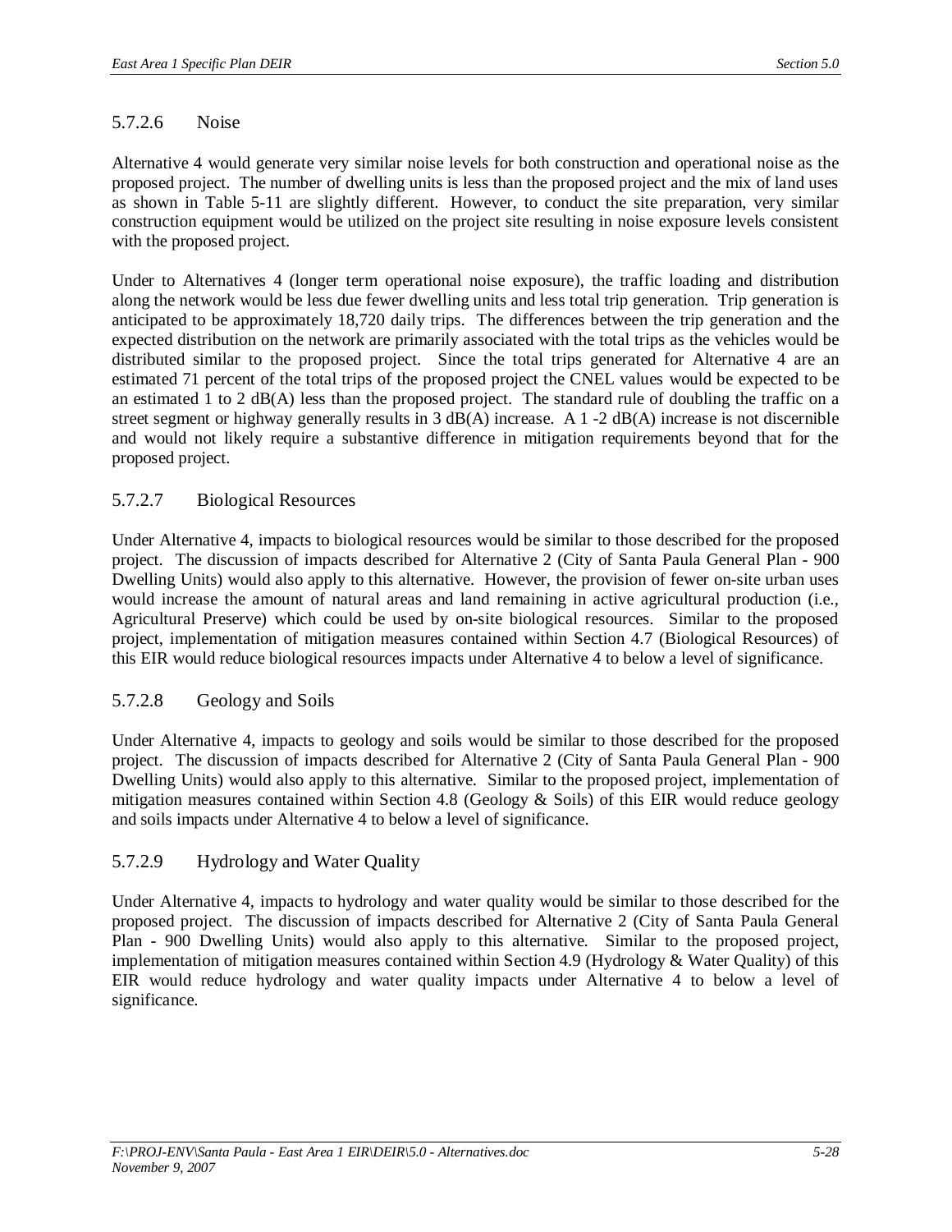### 5.7.2.6 Noise

Alternative 4 would generate very similar noise levels for both construction and operational noise as the proposed project. The number of dwelling units is less than the proposed project and the mix of land uses as shown in Table 5-11 are slightly different. However, to conduct the site preparation, very similar construction equipment would be utilized on the project site resulting in noise exposure levels consistent with the proposed project.

Under to Alternatives 4 (longer term operational noise exposure), the traffic loading and distribution along the network would be less due fewer dwelling units and less total trip generation. Trip generation is anticipated to be approximately 18,720 daily trips. The differences between the trip generation and the expected distribution on the network are primarily associated with the total trips as the vehicles would be distributed similar to the proposed project. Since the total trips generated for Alternative 4 are an estimated 71 percent of the total trips of the proposed project the CNEL values would be expected to be an estimated 1 to 2 dB(A) less than the proposed project. The standard rule of doubling the traffic on a street segment or highway generally results in 3 dB(A) increase. A 1 -2 dB(A) increase is not discernible and would not likely require a substantive difference in mitigation requirements beyond that for the proposed project.

### 5.7.2.7 Biological Resources

Under Alternative 4, impacts to biological resources would be similar to those described for the proposed project. The discussion of impacts described for Alternative 2 (City of Santa Paula General Plan - 900 Dwelling Units) would also apply to this alternative. However, the provision of fewer on-site urban uses would increase the amount of natural areas and land remaining in active agricultural production (i.e., Agricultural Preserve) which could be used by on-site biological resources. Similar to the proposed project, implementation of mitigation measures contained within Section 4.7 (Biological Resources) of this EIR would reduce biological resources impacts under Alternative 4 to below a level of significance.

### 5.7.2.8 Geology and Soils

Under Alternative 4, impacts to geology and soils would be similar to those described for the proposed project. The discussion of impacts described for Alternative 2 (City of Santa Paula General Plan - 900 Dwelling Units) would also apply to this alternative. Similar to the proposed project, implementation of mitigation measures contained within Section 4.8 (Geology & Soils) of this EIR would reduce geology and soils impacts under Alternative 4 to below a level of significance.

### 5.7.2.9 Hydrology and Water Quality

Under Alternative 4, impacts to hydrology and water quality would be similar to those described for the proposed project. The discussion of impacts described for Alternative 2 (City of Santa Paula General Plan - 900 Dwelling Units) would also apply to this alternative. Similar to the proposed project, implementation of mitigation measures contained within Section 4.9 (Hydrology & Water Quality) of this EIR would reduce hydrology and water quality impacts under Alternative 4 to below a level of significance.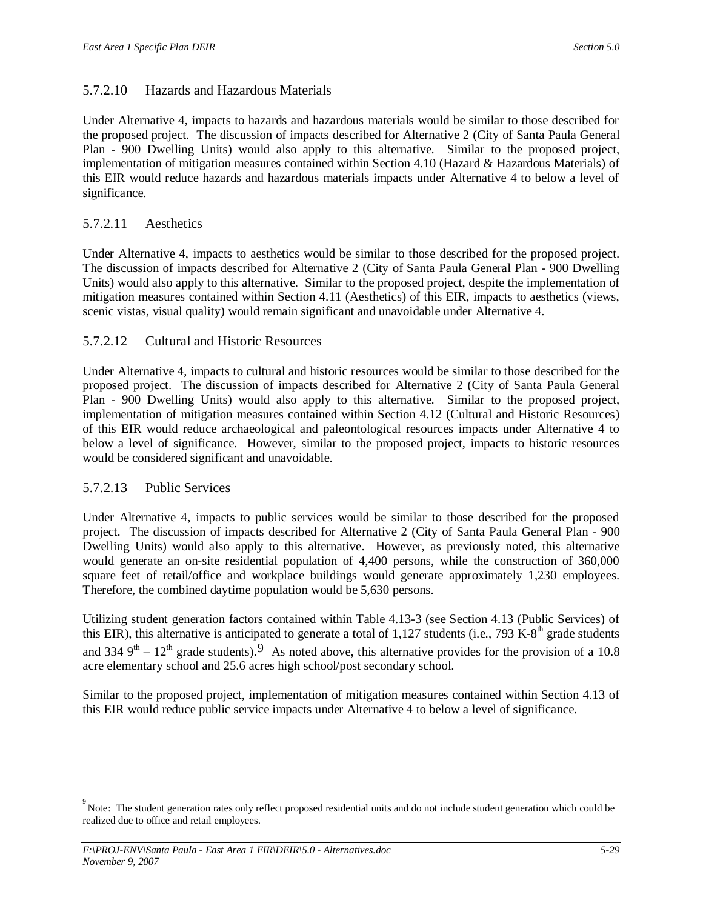### 5.7.2.10 Hazards and Hazardous Materials

Under Alternative 4, impacts to hazards and hazardous materials would be similar to those described for the proposed project. The discussion of impacts described for Alternative 2 (City of Santa Paula General Plan - 900 Dwelling Units) would also apply to this alternative. Similar to the proposed project, implementation of mitigation measures contained within Section 4.10 (Hazard & Hazardous Materials) of this EIR would reduce hazards and hazardous materials impacts under Alternative 4 to below a level of significance.

### 5.7.2.11 Aesthetics

Under Alternative 4, impacts to aesthetics would be similar to those described for the proposed project. The discussion of impacts described for Alternative 2 (City of Santa Paula General Plan - 900 Dwelling Units) would also apply to this alternative. Similar to the proposed project, despite the implementation of mitigation measures contained within Section 4.11 (Aesthetics) of this EIR, impacts to aesthetics (views, scenic vistas, visual quality) would remain significant and unavoidable under Alternative 4.

### 5.7.2.12 Cultural and Historic Resources

Under Alternative 4, impacts to cultural and historic resources would be similar to those described for the proposed project. The discussion of impacts described for Alternative 2 (City of Santa Paula General Plan - 900 Dwelling Units) would also apply to this alternative. Similar to the proposed project, implementation of mitigation measures contained within Section 4.12 (Cultural and Historic Resources) of this EIR would reduce archaeological and paleontological resources impacts under Alternative 4 to below a level of significance. However, similar to the proposed project, impacts to historic resources would be considered significant and unavoidable.

### 5.7.2.13 Public Services

Under Alternative 4, impacts to public services would be similar to those described for the proposed project. The discussion of impacts described for Alternative 2 (City of Santa Paula General Plan - 900 Dwelling Units) would also apply to this alternative. However, as previously noted, this alternative would generate an on-site residential population of 4,400 persons, while the construction of 360,000 square feet of retail/office and workplace buildings would generate approximately 1,230 employees. Therefore, the combined daytime population would be 5,630 persons.

Utilizing student generation factors contained within Table 4.13-3 (see Section 4.13 (Public Services) of this EIR), this alternative is anticipated to generate a total of 1,127 students (i.e., 793 K-8th grade students and 334 9th – 12th grade students).[9] As noted above, this alternative provides for the provision of a 10.8 acre elementary school and 25.6 acres high school/post secondary school.

Similar to the proposed project, implementation of mitigation measures contained within Section 4.13 of this EIR would reduce public service impacts under Alternative 4 to below a level of significance.

---

[9] Note: The student generation rates only reflect proposed residential units and do not include student generation which could be realized due to office and retail employees.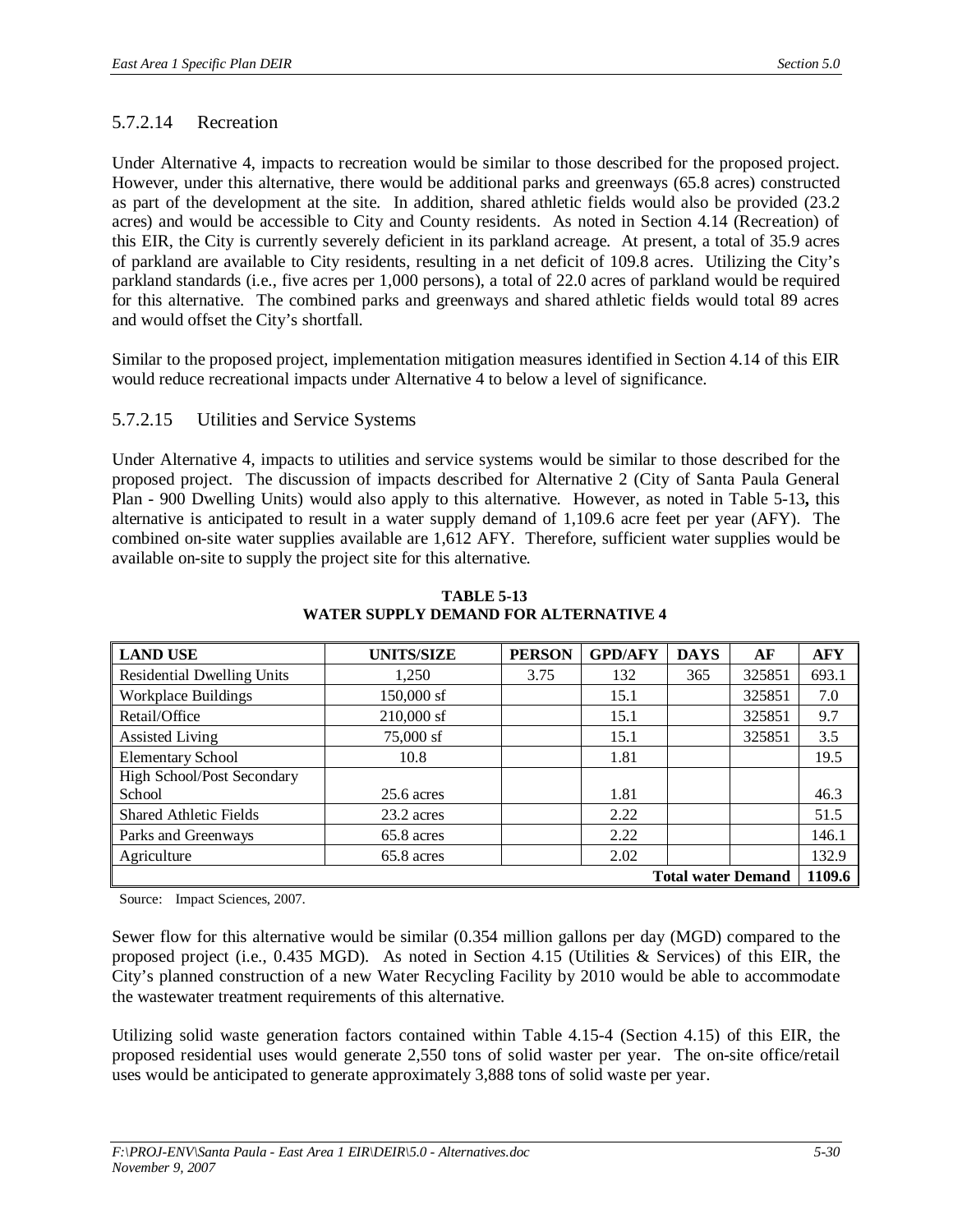### 5.7.2.14 Recreation

Under Alternative 4, impacts to recreation would be similar to those described for the proposed project. However, under this alternative, there would be additional parks and greenways (65.8 acres) constructed as part of the development at the site. In addition, shared athletic fields would also be provided (23.2 acres) and would be accessible to City and County residents. As noted in Section 4.14 (Recreation) of this EIR, the City is currently severely deficient in its parkland acreage. At present, a total of 35.9 acres of parkland are available to City residents, resulting in a net deficit of 109.8 acres. Utilizing the City's parkland standards (i.e., five acres per 1,000 persons), a total of 22.0 acres of parkland would be required for this alternative. The combined parks and greenways and shared athletic fields would total 89 acres and would offset the City's shortfall.

Similar to the proposed project, implementation mitigation measures identified in Section 4.14 of this EIR would reduce recreational impacts under Alternative 4 to below a level of significance.

### 5.7.2.15 Utilities and Service Systems

Under Alternative 4, impacts to utilities and service systems would be similar to those described for the proposed project. The discussion of impacts described for Alternative 2 (City of Santa Paula General Plan - 900 Dwelling Units) would also apply to this alternative. However, as noted in Table 5-13**,** this alternative is anticipated to result in a water supply demand of 1,109.6 acre feet per year (AFY). The combined on-site water supplies available are 1,612 AFY. Therefore, sufficient water supplies would be available on-site to supply the project site for this alternative.

**TABLE 5-13**
**WATER SUPPLY DEMAND FOR ALTERNATIVE 4**

| LAND USE | UNITS/SIZE | PERSON | GPD/AFY | DAYS | AF | AFY |
|---|---|---|---|---|---|---|
| Residential Dwelling Units | 1,250 | 3.75 | 132 | 365 | 325851 | 693.1 |
| Workplace Buildings | 150,000 sf | | 15.1 | | 325851 | 7.0 |
| Retail/Office | 210,000 sf | | 15.1 | | 325851 | 9.7 |
| Assisted Living | 75,000 sf | | 15.1 | | 325851 | 3.5 |
| Elementary School | 10.8 | | 1.81 | | | 19.5 |
| High School/Post Secondary School | 25.6 acres | | 1.81 | | | 46.3 |
| Shared Athletic Fields | 23.2 acres | | 2.22 | | | 51.5 |
| Parks and Greenways | 65.8 acres | | 2.22 | | | 146.1 |
| Agriculture | 65.8 acres | | 2.02 | | | 132.9 |
| | | | | | **Total water Demand** | **1109.6** |

Source: Impact Sciences, 2007.

Sewer flow for this alternative would be similar (0.354 million gallons per day (MGD) compared to the proposed project (i.e., 0.435 MGD). As noted in Section 4.15 (Utilities & Services) of this EIR, the City's planned construction of a new Water Recycling Facility by 2010 would be able to accommodate the wastewater treatment requirements of this alternative.

Utilizing solid waste generation factors contained within Table 4.15-4 (Section 4.15) of this EIR, the proposed residential uses would generate 2,550 tons of solid waster per year. The on-site office/retail uses would be anticipated to generate approximately 3,888 tons of solid waste per year.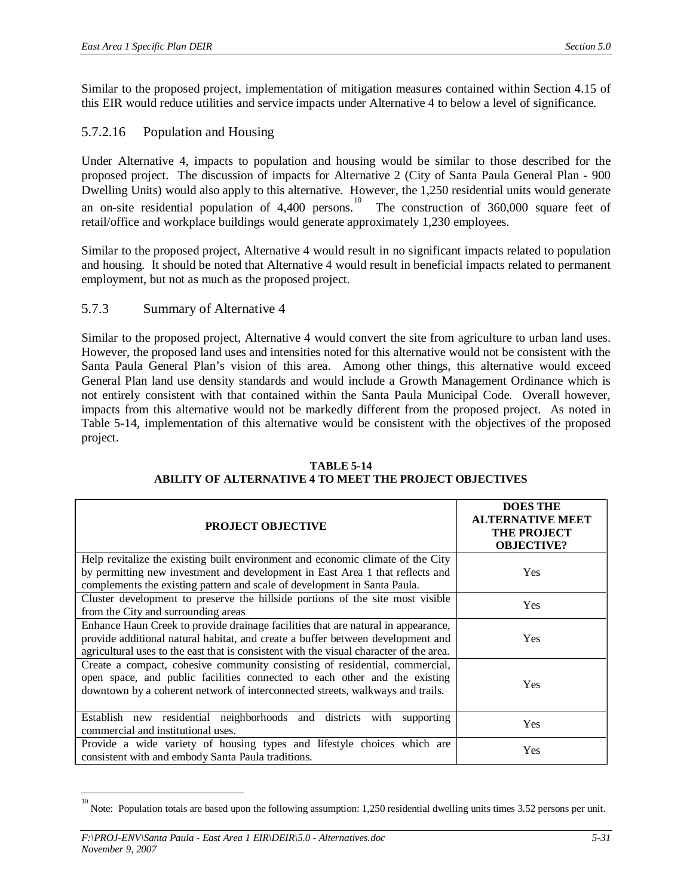Similar to the proposed project, implementation of mitigation measures contained within Section 4.15 of this EIR would reduce utilities and service impacts under Alternative 4 to below a level of significance.

### 5.7.2.16 Population and Housing

Under Alternative 4, impacts to population and housing would be similar to those described for the proposed project. The discussion of impacts for Alternative 2 (City of Santa Paula General Plan - 900 Dwelling Units) would also apply to this alternative. However, the 1,250 residential units would generate an on-site residential population of 4,400 persons.[10] The construction of 360,000 square feet of retail/office and workplace buildings would generate approximately 1,230 employees.

Similar to the proposed project, Alternative 4 would result in no significant impacts related to population and housing. It should be noted that Alternative 4 would result in beneficial impacts related to permanent employment, but not as much as the proposed project.

## 5.7.3 Summary of Alternative 4

Similar to the proposed project, Alternative 4 would convert the site from agriculture to urban land uses. However, the proposed land uses and intensities noted for this alternative would not be consistent with the Santa Paula General Plan's vision of this area. Among other things, this alternative would exceed General Plan land use density standards and would include a Growth Management Ordinance which is not entirely consistent with that contained within the Santa Paula Municipal Code. Overall however, impacts from this alternative would not be markedly different from the proposed project. As noted in Table 5-14, implementation of this alternative would be consistent with the objectives of the proposed project.

**TABLE 5-14**
**ABILITY OF ALTERNATIVE 4 TO MEET THE PROJECT OBJECTIVES**

| PROJECT OBJECTIVE | DOES THE ALTERNATIVE MEET THE PROJECT OBJECTIVE? |
|---|---|
| Help revitalize the existing built environment and economic climate of the City by permitting new investment and development in East Area 1 that reflects and complements the existing pattern and scale of development in Santa Paula. | Yes |
| Cluster development to preserve the hillside portions of the site most visible from the City and surrounding areas | Yes |
| Enhance Haun Creek to provide drainage facilities that are natural in appearance, provide additional natural habitat, and create a buffer between development and agricultural uses to the east that is consistent with the visual character of the area. | Yes |
| Create a compact, cohesive community consisting of residential, commercial, open space, and public facilities connected to each other and the existing downtown by a coherent network of interconnected streets, walkways and trails. | Yes |
| Establish new residential neighborhoods and districts with supporting commercial and institutional uses. | Yes |
| Provide a wide variety of housing types and lifestyle choices which are consistent with and embody Santa Paula traditions. | Yes |

[10] Note: Population totals are based upon the following assumption: 1,250 residential dwelling units times 3.52 persons per unit.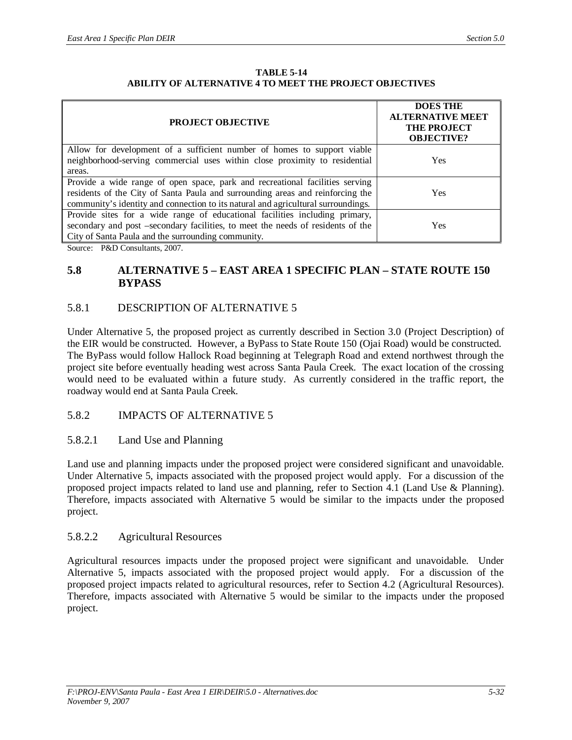**TABLE 5-14**
**ABILITY OF ALTERNATIVE 4 TO MEET THE PROJECT OBJECTIVES**

| PROJECT OBJECTIVE | DOES THE ALTERNATIVE MEET THE PROJECT OBJECTIVE? |
|---|---|
| Allow for development of a sufficient number of homes to support viable neighborhood-serving commercial uses within close proximity to residential areas. | Yes |
| Provide a wide range of open space, park and recreational facilities serving residents of the City of Santa Paula and surrounding areas and reinforcing the community's identity and connection to its natural and agricultural surroundings. | Yes |
| Provide sites for a wide range of educational facilities including primary, secondary and post –secondary facilities, to meet the needs of residents of the City of Santa Paula and the surrounding community. | Yes |

Source: P&D Consultants, 2007.

## 5.8 ALTERNATIVE 5 – EAST AREA 1 SPECIFIC PLAN – STATE ROUTE 150 BYPASS

### 5.8.1 DESCRIPTION OF ALTERNATIVE 5

Under Alternative 5, the proposed project as currently described in Section 3.0 (Project Description) of the EIR would be constructed. However, a ByPass to State Route 150 (Ojai Road) would be constructed. The ByPass would follow Hallock Road beginning at Telegraph Road and extend northwest through the project site before eventually heading west across Santa Paula Creek. The exact location of the crossing would need to be evaluated within a future study. As currently considered in the traffic report, the roadway would end at Santa Paula Creek.

### 5.8.2 IMPACTS OF ALTERNATIVE 5

#### 5.8.2.1 Land Use and Planning

Land use and planning impacts under the proposed project were considered significant and unavoidable. Under Alternative 5, impacts associated with the proposed project would apply. For a discussion of the proposed project impacts related to land use and planning, refer to Section 4.1 (Land Use & Planning). Therefore, impacts associated with Alternative 5 would be similar to the impacts under the proposed project.

#### 5.8.2.2 Agricultural Resources

Agricultural resources impacts under the proposed project were significant and unavoidable. Under Alternative 5, impacts associated with the proposed project would apply. For a discussion of the proposed project impacts related to agricultural resources, refer to Section 4.2 (Agricultural Resources). Therefore, impacts associated with Alternative 5 would be similar to the impacts under the proposed project.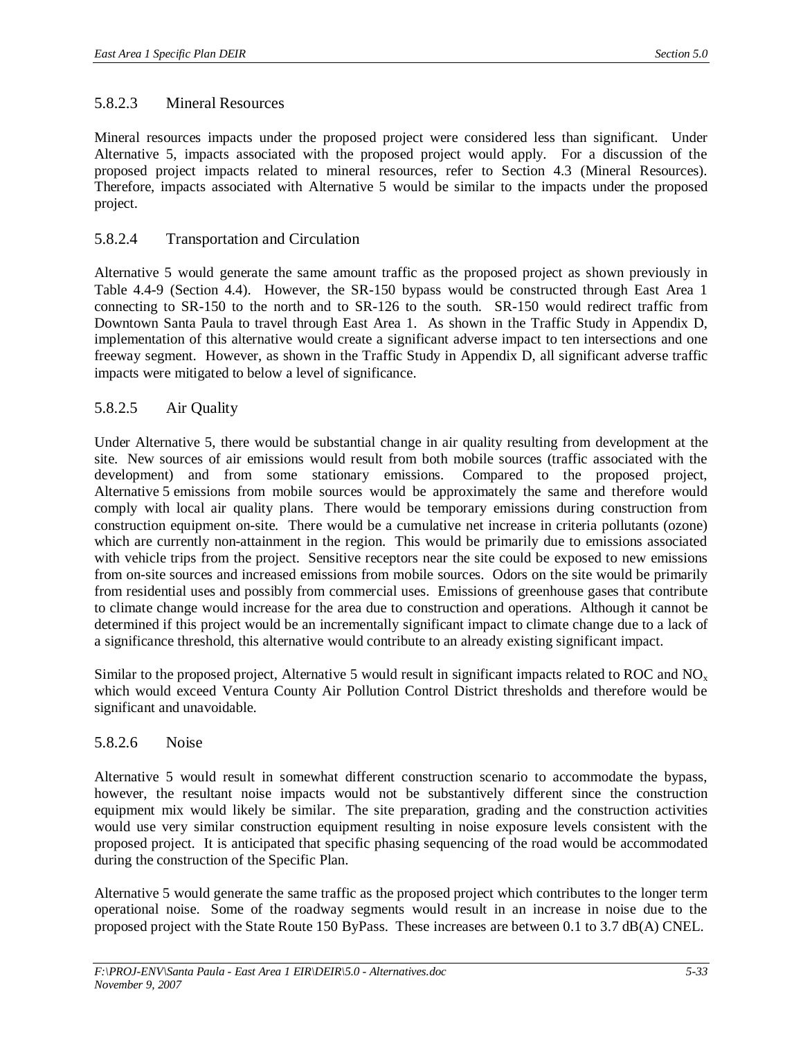### 5.8.2.3 Mineral Resources

Mineral resources impacts under the proposed project were considered less than significant. Under Alternative 5, impacts associated with the proposed project would apply. For a discussion of the proposed project impacts related to mineral resources, refer to Section 4.3 (Mineral Resources). Therefore, impacts associated with Alternative 5 would be similar to the impacts under the proposed project.

### 5.8.2.4 Transportation and Circulation

Alternative 5 would generate the same amount traffic as the proposed project as shown previously in Table 4.4-9 (Section 4.4). However, the SR-150 bypass would be constructed through East Area 1 connecting to SR-150 to the north and to SR-126 to the south. SR-150 would redirect traffic from Downtown Santa Paula to travel through East Area 1. As shown in the Traffic Study in Appendix D, implementation of this alternative would create a significant adverse impact to ten intersections and one freeway segment. However, as shown in the Traffic Study in Appendix D, all significant adverse traffic impacts were mitigated to below a level of significance.

### 5.8.2.5 Air Quality

Under Alternative 5, there would be substantial change in air quality resulting from development at the site. New sources of air emissions would result from both mobile sources (traffic associated with the development) and from some stationary emissions. Compared to the proposed project, Alternative 5 emissions from mobile sources would be approximately the same and therefore would comply with local air quality plans. There would be temporary emissions during construction from construction equipment on-site. There would be a cumulative net increase in criteria pollutants (ozone) which are currently non-attainment in the region. This would be primarily due to emissions associated with vehicle trips from the project. Sensitive receptors near the site could be exposed to new emissions from on-site sources and increased emissions from mobile sources. Odors on the site would be primarily from residential uses and possibly from commercial uses. Emissions of greenhouse gases that contribute to climate change would increase for the area due to construction and operations. Although it cannot be determined if this project would be an incrementally significant impact to climate change due to a lack of a significance threshold, this alternative would contribute to an already existing significant impact.

Similar to the proposed project, Alternative 5 would result in significant impacts related to ROC and $NO_x$ which would exceed Ventura County Air Pollution Control District thresholds and therefore would be significant and unavoidable.

### 5.8.2.6 Noise

Alternative 5 would result in somewhat different construction scenario to accommodate the bypass, however, the resultant noise impacts would not be substantively different since the construction equipment mix would likely be similar. The site preparation, grading and the construction activities would use very similar construction equipment resulting in noise exposure levels consistent with the proposed project. It is anticipated that specific phasing sequencing of the road would be accommodated during the construction of the Specific Plan.

Alternative 5 would generate the same traffic as the proposed project which contributes to the longer term operational noise. Some of the roadway segments would result in an increase in noise due to the proposed project with the State Route 150 ByPass. These increases are between 0.1 to 3.7 dB(A) CNEL.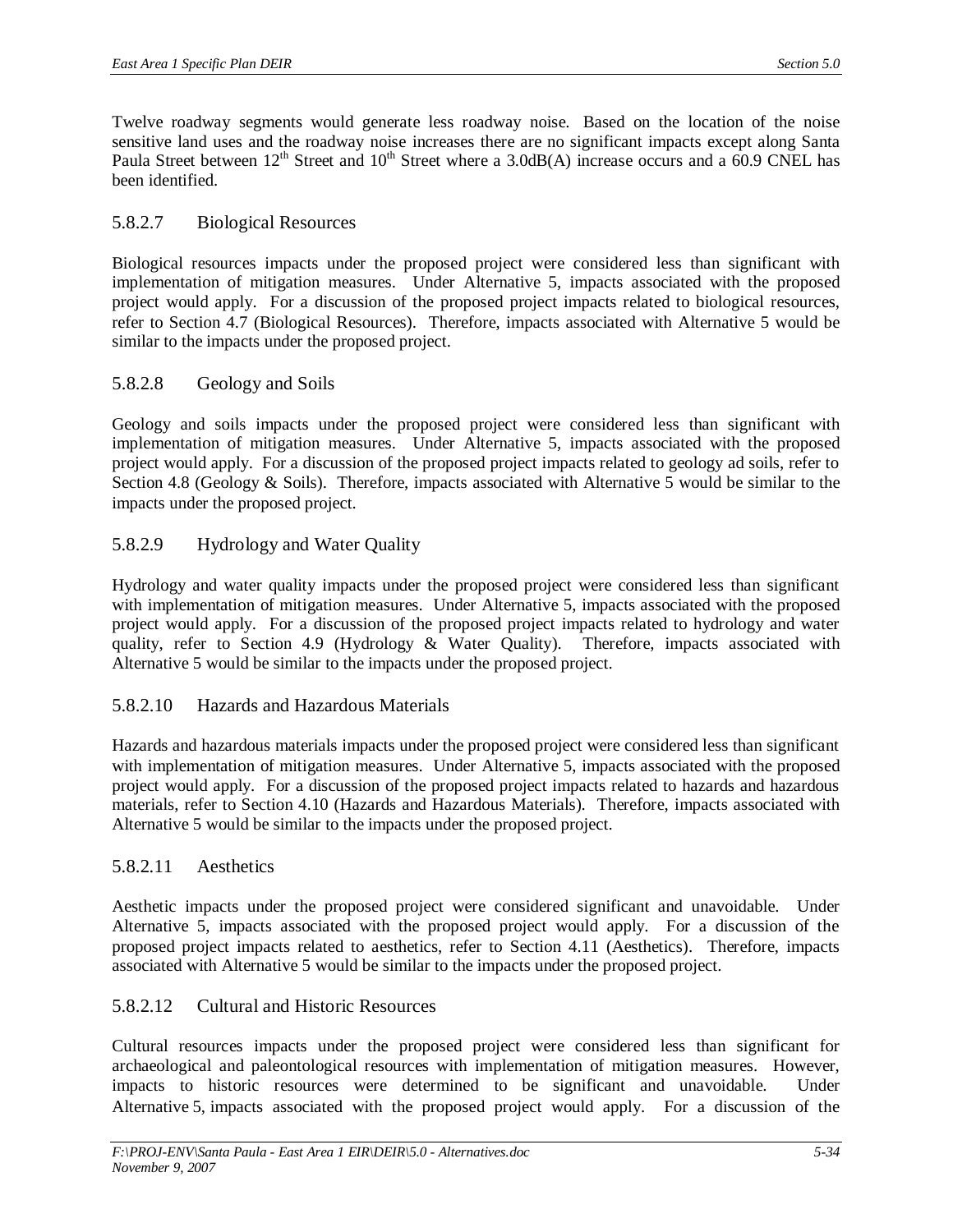Twelve roadway segments would generate less roadway noise. Based on the location of the noise sensitive land uses and the roadway noise increases there are no significant impacts except along Santa Paula Street between 12th Street and 10th Street where a 3.0dB(A) increase occurs and a 60.9 CNEL has been identified.

### 5.8.2.7 Biological Resources

Biological resources impacts under the proposed project were considered less than significant with implementation of mitigation measures. Under Alternative 5, impacts associated with the proposed project would apply. For a discussion of the proposed project impacts related to biological resources, refer to Section 4.7 (Biological Resources). Therefore, impacts associated with Alternative 5 would be similar to the impacts under the proposed project.

### 5.8.2.8 Geology and Soils

Geology and soils impacts under the proposed project were considered less than significant with implementation of mitigation measures. Under Alternative 5, impacts associated with the proposed project would apply. For a discussion of the proposed project impacts related to geology ad soils, refer to Section 4.8 (Geology & Soils). Therefore, impacts associated with Alternative 5 would be similar to the impacts under the proposed project.

### 5.8.2.9 Hydrology and Water Quality

Hydrology and water quality impacts under the proposed project were considered less than significant with implementation of mitigation measures. Under Alternative 5, impacts associated with the proposed project would apply. For a discussion of the proposed project impacts related to hydrology and water quality, refer to Section 4.9 (Hydrology & Water Quality). Therefore, impacts associated with Alternative 5 would be similar to the impacts under the proposed project.

### 5.8.2.10 Hazards and Hazardous Materials

Hazards and hazardous materials impacts under the proposed project were considered less than significant with implementation of mitigation measures. Under Alternative 5, impacts associated with the proposed project would apply. For a discussion of the proposed project impacts related to hazards and hazardous materials, refer to Section 4.10 (Hazards and Hazardous Materials). Therefore, impacts associated with Alternative 5 would be similar to the impacts under the proposed project.

### 5.8.2.11 Aesthetics

Aesthetic impacts under the proposed project were considered significant and unavoidable. Under Alternative 5, impacts associated with the proposed project would apply. For a discussion of the proposed project impacts related to aesthetics, refer to Section 4.11 (Aesthetics). Therefore, impacts associated with Alternative 5 would be similar to the impacts under the proposed project.

### 5.8.2.12 Cultural and Historic Resources

Cultural resources impacts under the proposed project were considered less than significant for archaeological and paleontological resources with implementation of mitigation measures. However, impacts to historic resources were determined to be significant and unavoidable. Under Alternative 5, impacts associated with the proposed project would apply. For a discussion of the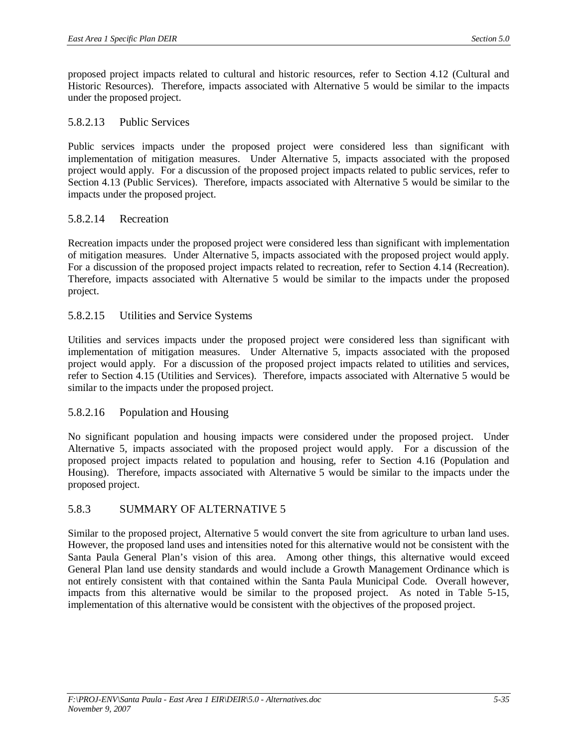proposed project impacts related to cultural and historic resources, refer to Section 4.12 (Cultural and Historic Resources). Therefore, impacts associated with Alternative 5 would be similar to the impacts under the proposed project.

#### 5.8.2.13 Public Services

Public services impacts under the proposed project were considered less than significant with implementation of mitigation measures. Under Alternative 5, impacts associated with the proposed project would apply. For a discussion of the proposed project impacts related to public services, refer to Section 4.13 (Public Services). Therefore, impacts associated with Alternative 5 would be similar to the impacts under the proposed project.

#### 5.8.2.14 Recreation

Recreation impacts under the proposed project were considered less than significant with implementation of mitigation measures. Under Alternative 5, impacts associated with the proposed project would apply. For a discussion of the proposed project impacts related to recreation, refer to Section 4.14 (Recreation). Therefore, impacts associated with Alternative 5 would be similar to the impacts under the proposed project.

#### 5.8.2.15 Utilities and Service Systems

Utilities and services impacts under the proposed project were considered less than significant with implementation of mitigation measures. Under Alternative 5, impacts associated with the proposed project would apply. For a discussion of the proposed project impacts related to utilities and services, refer to Section 4.15 (Utilities and Services). Therefore, impacts associated with Alternative 5 would be similar to the impacts under the proposed project.

#### 5.8.2.16 Population and Housing

No significant population and housing impacts were considered under the proposed project. Under Alternative 5, impacts associated with the proposed project would apply. For a discussion of the proposed project impacts related to population and housing, refer to Section 4.16 (Population and Housing). Therefore, impacts associated with Alternative 5 would be similar to the impacts under the proposed project.

### 5.8.3 SUMMARY OF ALTERNATIVE 5

Similar to the proposed project, Alternative 5 would convert the site from agriculture to urban land uses. However, the proposed land uses and intensities noted for this alternative would not be consistent with the Santa Paula General Plan's vision of this area. Among other things, this alternative would exceed General Plan land use density standards and would include a Growth Management Ordinance which is not entirely consistent with that contained within the Santa Paula Municipal Code. Overall however, impacts from this alternative would be similar to the proposed project. As noted in Table 5-15, implementation of this alternative would be consistent with the objectives of the proposed project.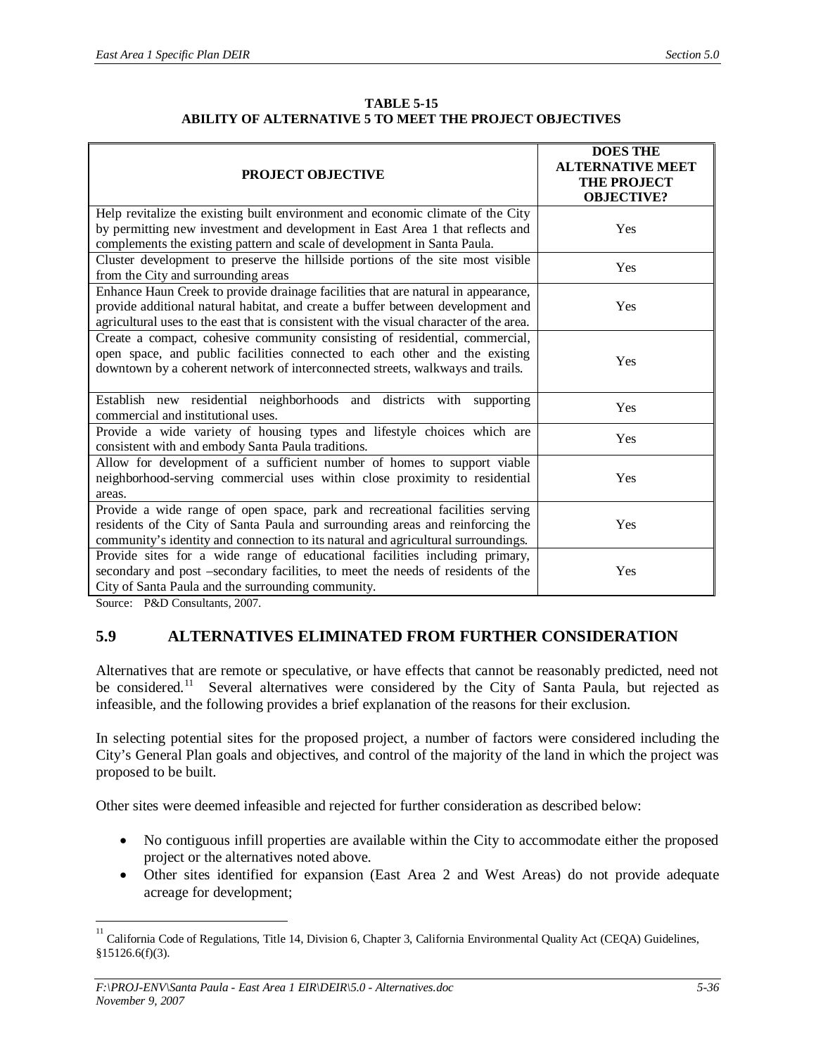**TABLE 5-15**
**ABILITY OF ALTERNATIVE 5 TO MEET THE PROJECT OBJECTIVES**

| PROJECT OBJECTIVE | DOES THE ALTERNATIVE MEET THE PROJECT OBJECTIVE? |
|---|---|
| Help revitalize the existing built environment and economic climate of the City by permitting new investment and development in East Area 1 that reflects and complements the existing pattern and scale of development in Santa Paula. | Yes |
| Cluster development to preserve the hillside portions of the site most visible from the City and surrounding areas | Yes |
| Enhance Haun Creek to provide drainage facilities that are natural in appearance, provide additional natural habitat, and create a buffer between development and agricultural uses to the east that is consistent with the visual character of the area. | Yes |
| Create a compact, cohesive community consisting of residential, commercial, open space, and public facilities connected to each other and the existing downtown by a coherent network of interconnected streets, walkways and trails. | Yes |
| Establish new residential neighborhoods and districts with supporting commercial and institutional uses. | Yes |
| Provide a wide variety of housing types and lifestyle choices which are consistent with and embody Santa Paula traditions. | Yes |
| Allow for development of a sufficient number of homes to support viable neighborhood-serving commercial uses within close proximity to residential areas. | Yes |
| Provide a wide range of open space, park and recreational facilities serving residents of the City of Santa Paula and surrounding areas and reinforcing the community's identity and connection to its natural and agricultural surroundings. | Yes |
| Provide sites for a wide range of educational facilities including primary, secondary and post –secondary facilities, to meet the needs of residents of the City of Santa Paula and the surrounding community. | Yes |

Source: P&D Consultants, 2007.

## 5.9 ALTERNATIVES ELIMINATED FROM FURTHER CONSIDERATION

Alternatives that are remote or speculative, or have effects that cannot be reasonably predicted, need not be considered.[11] Several alternatives were considered by the City of Santa Paula, but rejected as infeasible, and the following provides a brief explanation of the reasons for their exclusion.

In selecting potential sites for the proposed project, a number of factors were considered including the City's General Plan goals and objectives, and control of the majority of the land in which the project was proposed to be built.

Other sites were deemed infeasible and rejected for further consideration as described below:

- No contiguous infill properties are available within the City to accommodate either the proposed project or the alternatives noted above.
- Other sites identified for expansion (East Area 2 and West Areas) do not provide adequate acreage for development;

[11] California Code of Regulations, Title 14, Division 6, Chapter 3, California Environmental Quality Act (CEQA) Guidelines, §15126.6(f)(3).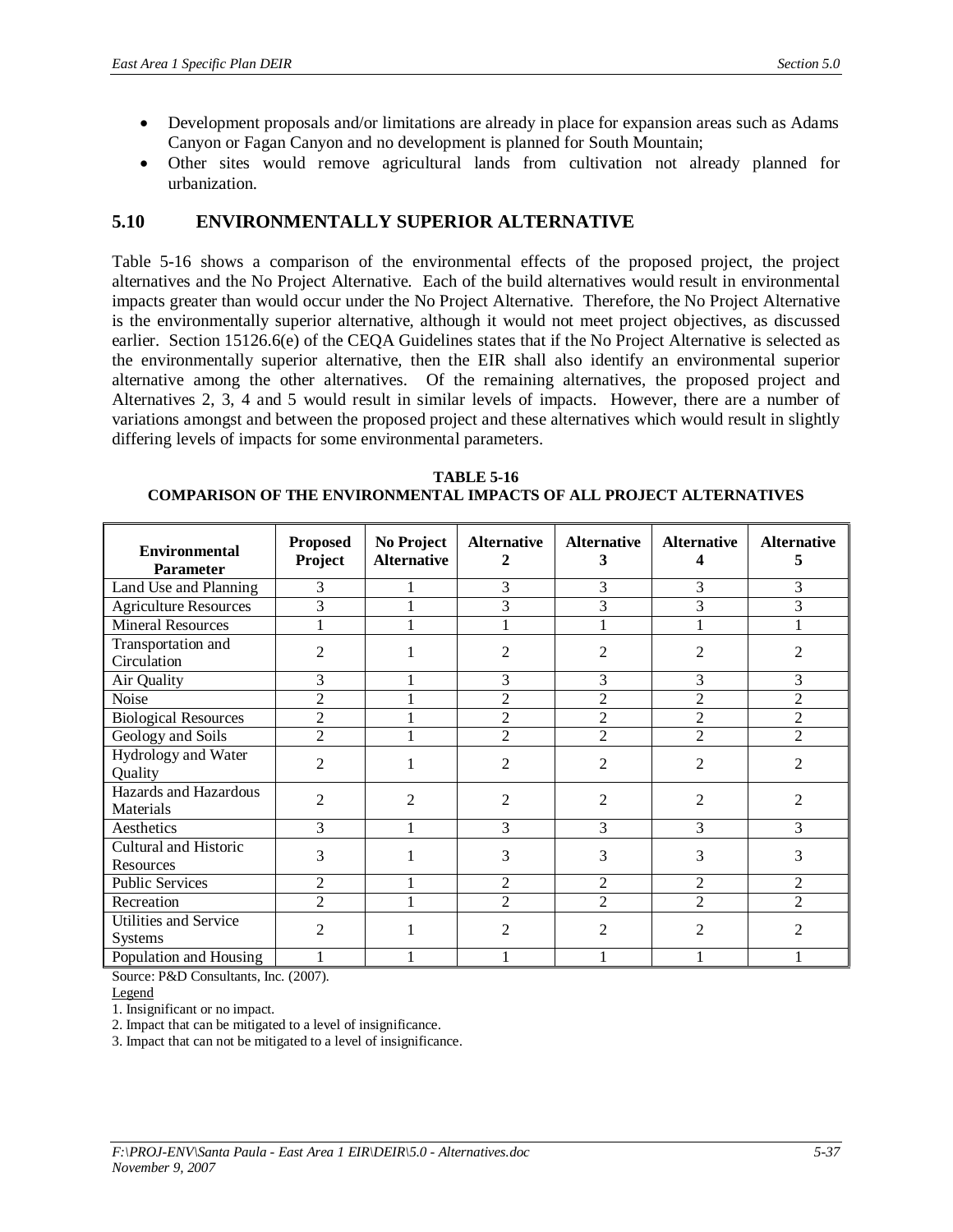- Development proposals and/or limitations are already in place for expansion areas such as Adams Canyon or Fagan Canyon and no development is planned for South Mountain;
- Other sites would remove agricultural lands from cultivation not already planned for urbanization.

## 5.10 ENVIRONMENTALLY SUPERIOR ALTERNATIVE

Table 5-16 shows a comparison of the environmental effects of the proposed project, the project alternatives and the No Project Alternative. Each of the build alternatives would result in environmental impacts greater than would occur under the No Project Alternative. Therefore, the No Project Alternative is the environmentally superior alternative, although it would not meet project objectives, as discussed earlier. Section 15126.6(e) of the CEQA Guidelines states that if the No Project Alternative is selected as the environmentally superior alternative, then the EIR shall also identify an environmental superior alternative among the other alternatives. Of the remaining alternatives, the proposed project and Alternatives 2, 3, 4 and 5 would result in similar levels of impacts. However, there are a number of variations amongst and between the proposed project and these alternatives which would result in slightly differing levels of impacts for some environmental parameters.

**TABLE 5-16**
**COMPARISON OF THE ENVIRONMENTAL IMPACTS OF ALL PROJECT ALTERNATIVES**

| Environmental Parameter | Proposed Project | No Project Alternative | Alternative 2 | Alternative 3 | Alternative 4 | Alternative 5 |
|---|---|---|---|---|---|---|
| Land Use and Planning | 3 | 1 | 3 | 3 | 3 | 3 |
| Agriculture Resources | 3 | 1 | 3 | 3 | 3 | 3 |
| Mineral Resources | 1 | 1 | 1 | 1 | 1 | 1 |
| Transportation and Circulation | 2 | 1 | 2 | 2 | 2 | 2 |
| Air Quality | 3 | 1 | 3 | 3 | 3 | 3 |
| Noise | 2 | 1 | 2 | 2 | 2 | 2 |
| Biological Resources | 2 | 1 | 2 | 2 | 2 | 2 |
| Geology and Soils | 2 | 1 | 2 | 2 | 2 | 2 |
| Hydrology and Water Quality | 2 | 1 | 2 | 2 | 2 | 2 |
| Hazards and Hazardous Materials | 2 | 2 | 2 | 2 | 2 | 2 |
| Aesthetics | 3 | 1 | 3 | 3 | 3 | 3 |
| Cultural and Historic Resources | 3 | 1 | 3 | 3 | 3 | 3 |
| Public Services | 2 | 1 | 2 | 2 | 2 | 2 |
| Recreation | 2 | 1 | 2 | 2 | 2 | 2 |
| Utilities and Service Systems | 2 | 1 | 2 | 2 | 2 | 2 |
| Population and Housing | 1 | 1 | 1 | 1 | 1 | 1 |

Source: P&D Consultants, Inc. (2007).

Legend

1. Insignificant or no impact.
2. Impact that can be mitigated to a level of insignificance.
3. Impact that can not be mitigated to a level of insignificance.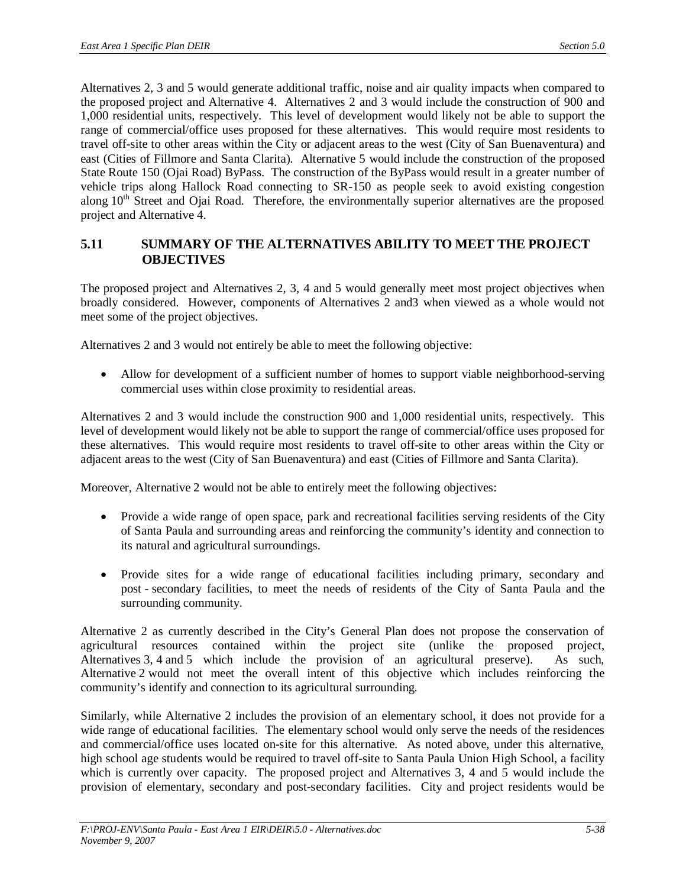Alternatives 2, 3 and 5 would generate additional traffic, noise and air quality impacts when compared to the proposed project and Alternative 4. Alternatives 2 and 3 would include the construction of 900 and 1,000 residential units, respectively. This level of development would likely not be able to support the range of commercial/office uses proposed for these alternatives. This would require most residents to travel off-site to other areas within the City or adjacent areas to the west (City of San Buenaventura) and east (Cities of Fillmore and Santa Clarita). Alternative 5 would include the construction of the proposed State Route 150 (Ojai Road) ByPass. The construction of the ByPass would result in a greater number of vehicle trips along Hallock Road connecting to SR-150 as people seek to avoid existing congestion along 10th Street and Ojai Road. Therefore, the environmentally superior alternatives are the proposed project and Alternative 4.

## 5.11 SUMMARY OF THE ALTERNATIVES ABILITY TO MEET THE PROJECT OBJECTIVES

The proposed project and Alternatives 2, 3, 4 and 5 would generally meet most project objectives when broadly considered. However, components of Alternatives 2 and3 when viewed as a whole would not meet some of the project objectives.

Alternatives 2 and 3 would not entirely be able to meet the following objective:

- Allow for development of a sufficient number of homes to support viable neighborhood-serving commercial uses within close proximity to residential areas.

Alternatives 2 and 3 would include the construction 900 and 1,000 residential units, respectively. This level of development would likely not be able to support the range of commercial/office uses proposed for these alternatives. This would require most residents to travel off-site to other areas within the City or adjacent areas to the west (City of San Buenaventura) and east (Cities of Fillmore and Santa Clarita).

Moreover, Alternative 2 would not be able to entirely meet the following objectives:

- Provide a wide range of open space, park and recreational facilities serving residents of the City of Santa Paula and surrounding areas and reinforcing the community's identity and connection to its natural and agricultural surroundings.

- Provide sites for a wide range of educational facilities including primary, secondary and post - secondary facilities, to meet the needs of residents of the City of Santa Paula and the surrounding community.

Alternative 2 as currently described in the City's General Plan does not propose the conservation of agricultural resources contained within the project site (unlike the proposed project, Alternatives 3, 4 and 5 which include the provision of an agricultural preserve). As such, Alternative 2 would not meet the overall intent of this objective which includes reinforcing the community's identify and connection to its agricultural surrounding.

Similarly, while Alternative 2 includes the provision of an elementary school, it does not provide for a wide range of educational facilities. The elementary school would only serve the needs of the residences and commercial/office uses located on-site for this alternative. As noted above, under this alternative, high school age students would be required to travel off-site to Santa Paula Union High School, a facility which is currently over capacity. The proposed project and Alternatives 3, 4 and 5 would include the provision of elementary, secondary and post-secondary facilities. City and project residents would be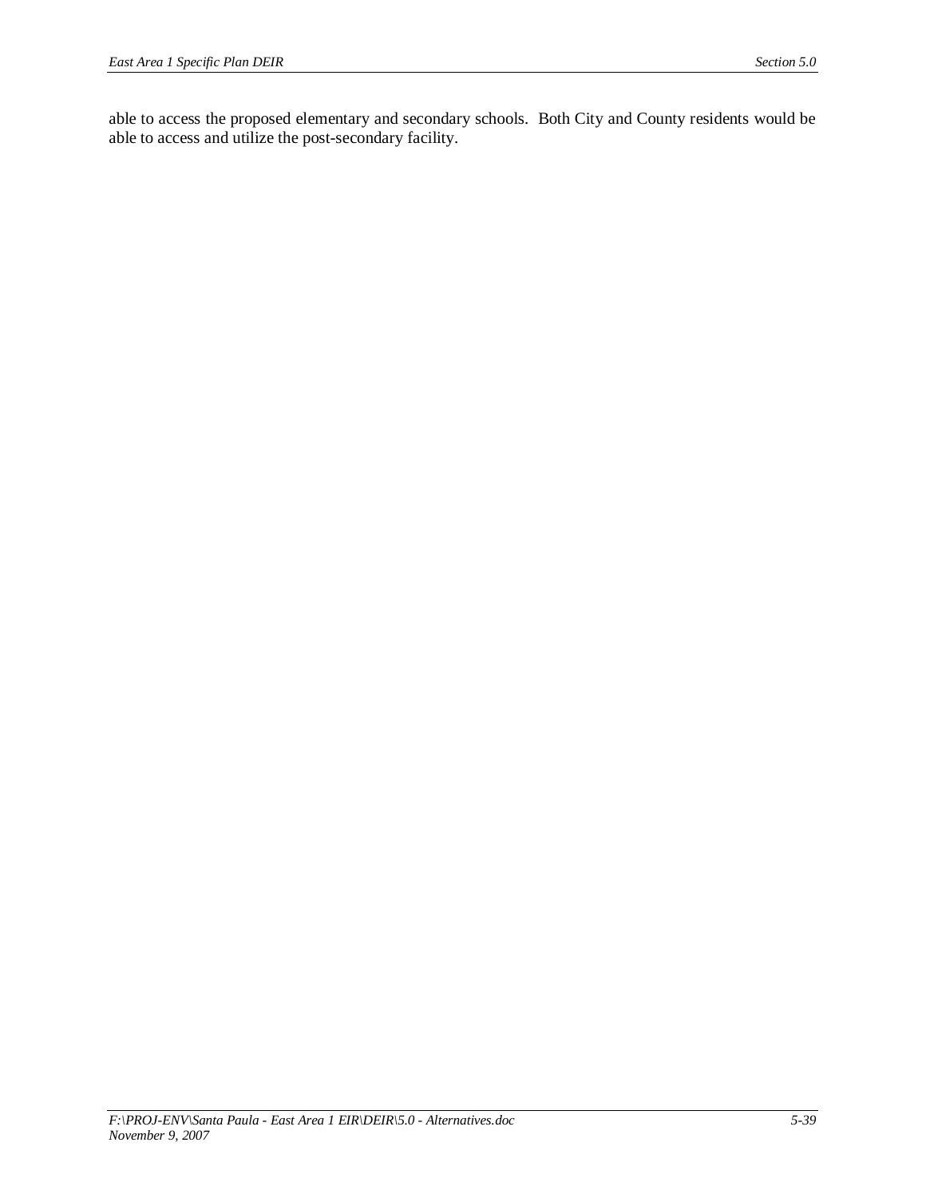able to access the proposed elementary and secondary schools. Both City and County residents would be able to access and utilize the post-secondary facility.